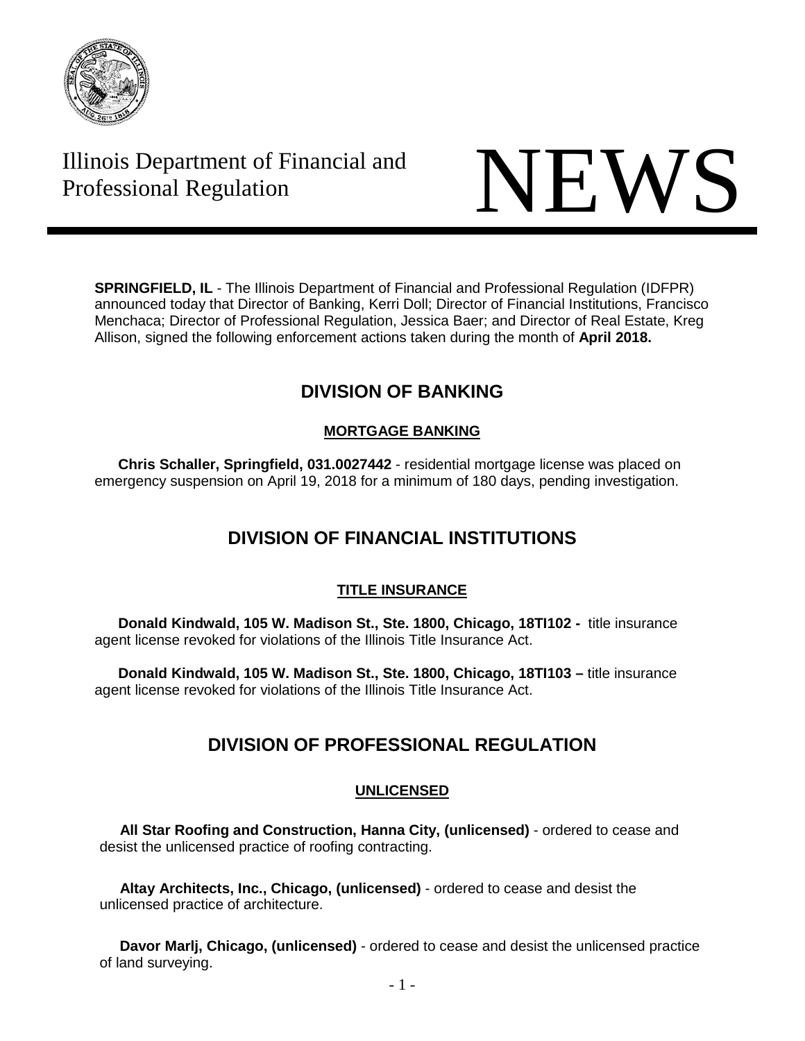Illinois Department of Financial and Professional Regulation

# NEWS

**SPRINGFIELD, IL** - The Illinois Department of Financial and Professional Regulation (IDFPR) announced today that Director of Banking, Kerri Doll; Director of Financial Institutions, Francisco Menchaca; Director of Professional Regulation, Jessica Baer; and Director of Real Estate, Kreg Allison, signed the following enforcement actions taken during the month of **April 2018.**

## DIVISION OF BANKING

### MORTGAGE BANKING

**Chris Schaller, Springfield, 031.0027442** - residential mortgage license was placed on emergency suspension on April 19, 2018 for a minimum of 180 days, pending investigation.

## DIVISION OF FINANCIAL INSTITUTIONS

### TITLE INSURANCE

**Donald Kindwald, 105 W. Madison St., Ste. 1800, Chicago, 18TI102 -** title insurance agent license revoked for violations of the Illinois Title Insurance Act.

**Donald Kindwald, 105 W. Madison St., Ste. 1800, Chicago, 18TI103 –** title insurance agent license revoked for violations of the Illinois Title Insurance Act.

## DIVISION OF PROFESSIONAL REGULATION

### UNLICENSED

**All Star Roofing and Construction, Hanna City, (unlicensed)** - ordered to cease and desist the unlicensed practice of roofing contracting.

**Altay Architects, Inc., Chicago, (unlicensed)** - ordered to cease and desist the unlicensed practice of architecture.

**Davor Marlj, Chicago, (unlicensed)** - ordered to cease and desist the unlicensed practice of land surveying.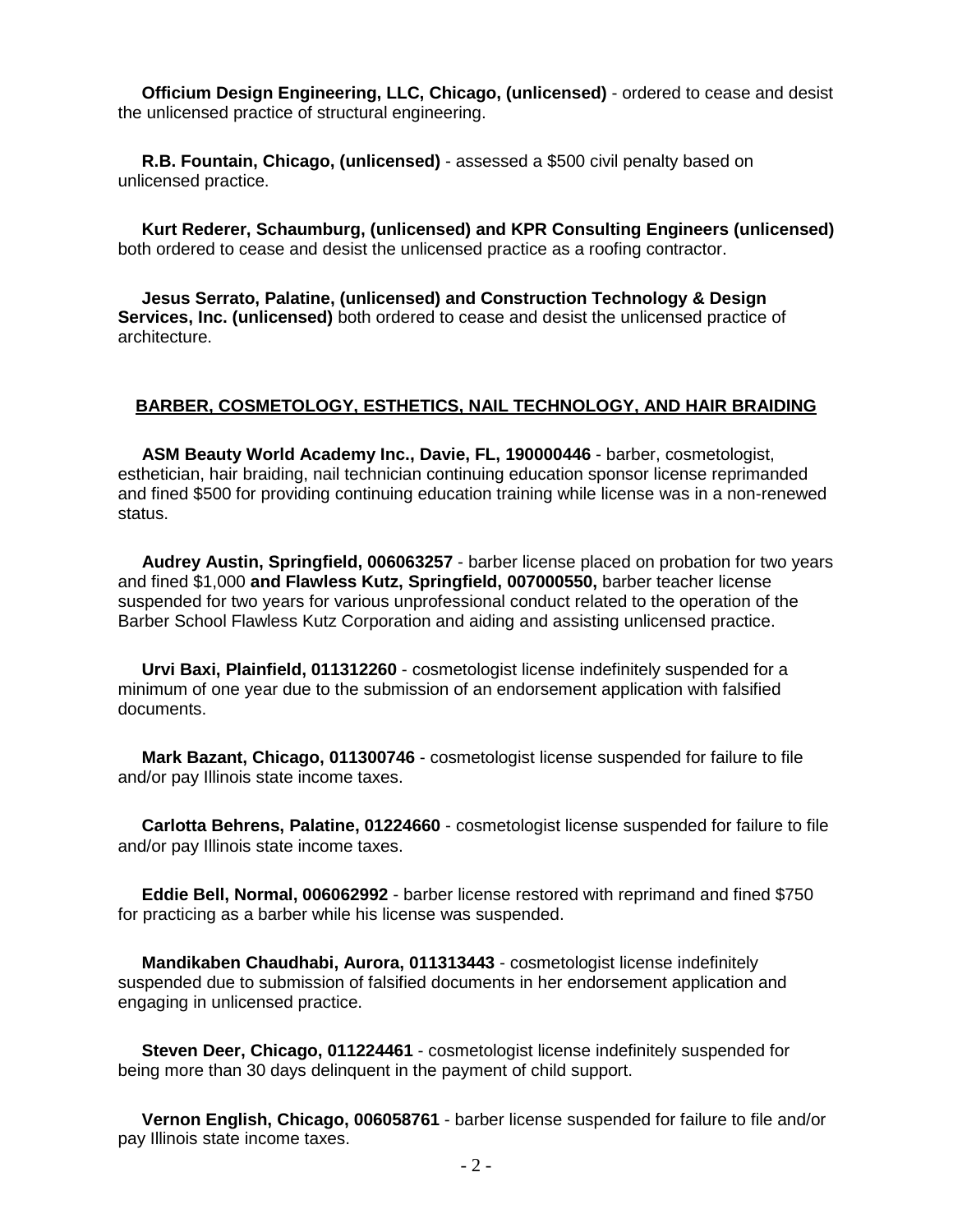**Officium Design Engineering, LLC, Chicago, (unlicensed)** - ordered to cease and desist the unlicensed practice of structural engineering.

**R.B. Fountain, Chicago, (unlicensed)** - assessed a $500 civil penalty based on unlicensed practice.

**Kurt Rederer, Schaumburg, (unlicensed) and KPR Consulting Engineers (unlicensed)** both ordered to cease and desist the unlicensed practice as a roofing contractor.

**Jesus Serrato, Palatine, (unlicensed) and Construction Technology & Design Services, Inc. (unlicensed)** both ordered to cease and desist the unlicensed practice of architecture.

## BARBER, COSMETOLOGY, ESTHETICS, NAIL TECHNOLOGY, AND HAIR BRAIDING

**ASM Beauty World Academy Inc., Davie, FL, 190000446** - barber, cosmetologist, esthetician, hair braiding, nail technician continuing education sponsor license reprimanded and fined $500 for providing continuing education training while license was in a non-renewed status.

**Audrey Austin, Springfield, 006063257** - barber license placed on probation for two years and fined $1,000 **and Flawless Kutz, Springfield, 007000550,** barber teacher license suspended for two years for various unprofessional conduct related to the operation of the Barber School Flawless Kutz Corporation and aiding and assisting unlicensed practice.

**Urvi Baxi, Plainfield, 011312260** - cosmetologist license indefinitely suspended for a minimum of one year due to the submission of an endorsement application with falsified documents.

**Mark Bazant, Chicago, 011300746** - cosmetologist license suspended for failure to file and/or pay Illinois state income taxes.

**Carlotta Behrens, Palatine, 01224660** - cosmetologist license suspended for failure to file and/or pay Illinois state income taxes.

**Eddie Bell, Normal, 006062992** - barber license restored with reprimand and fined $750 for practicing as a barber while his license was suspended.

**Mandikaben Chaudhabi, Aurora, 011313443** - cosmetologist license indefinitely suspended due to submission of falsified documents in her endorsement application and engaging in unlicensed practice.

**Steven Deer, Chicago, 011224461** - cosmetologist license indefinitely suspended for being more than 30 days delinquent in the payment of child support.

**Vernon English, Chicago, 006058761** - barber license suspended for failure to file and/or pay Illinois state income taxes.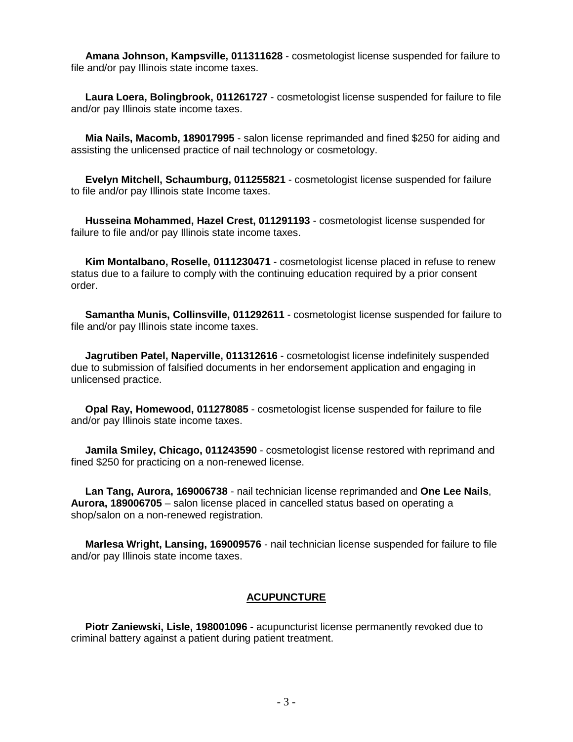**Amana Johnson, Kampsville, 011311628** - cosmetologist license suspended for failure to file and/or pay Illinois state income taxes.

**Laura Loera, Bolingbrook, 011261727** - cosmetologist license suspended for failure to file and/or pay Illinois state income taxes.

**Mia Nails, Macomb, 189017995** - salon license reprimanded and fined $250 for aiding and assisting the unlicensed practice of nail technology or cosmetology.

**Evelyn Mitchell, Schaumburg, 011255821** - cosmetologist license suspended for failure to file and/or pay Illinois state Income taxes.

**Husseina Mohammed, Hazel Crest, 011291193** - cosmetologist license suspended for failure to file and/or pay Illinois state income taxes.

**Kim Montalbano, Roselle, 0111230471** - cosmetologist license placed in refuse to renew status due to a failure to comply with the continuing education required by a prior consent order.

**Samantha Munis, Collinsville, 011292611** - cosmetologist license suspended for failure to file and/or pay Illinois state income taxes.

**Jagrutiben Patel, Naperville, 011312616** - cosmetologist license indefinitely suspended due to submission of falsified documents in her endorsement application and engaging in unlicensed practice.

**Opal Ray, Homewood, 011278085** - cosmetologist license suspended for failure to file and/or pay Illinois state income taxes.

**Jamila Smiley, Chicago, 011243590** - cosmetologist license restored with reprimand and fined $250 for practicing on a non-renewed license.

**Lan Tang, Aurora, 169006738** - nail technician license reprimanded and **One Lee Nails**, **Aurora, 189006705** – salon license placed in cancelled status based on operating a shop/salon on a non-renewed registration.

**Marlesa Wright, Lansing, 169009576** - nail technician license suspended for failure to file and/or pay Illinois state income taxes.

## ACUPUNCTURE

**Piotr Zaniewski, Lisle, 198001096** - acupuncturist license permanently revoked due to criminal battery against a patient during patient treatment.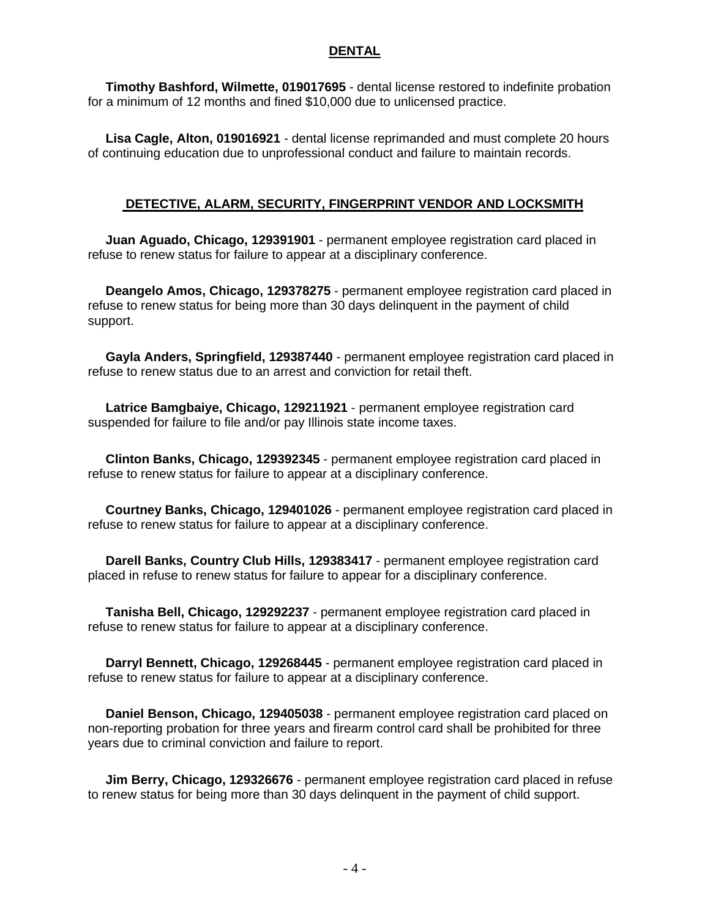## DENTAL

**Timothy Bashford, Wilmette, 019017695** - dental license restored to indefinite probation for a minimum of 12 months and fined $10,000 due to unlicensed practice.

**Lisa Cagle, Alton, 019016921** - dental license reprimanded and must complete 20 hours of continuing education due to unprofessional conduct and failure to maintain records.

## DETECTIVE, ALARM, SECURITY, FINGERPRINT VENDOR AND LOCKSMITH

**Juan Aguado, Chicago, 129391901** - permanent employee registration card placed in refuse to renew status for failure to appear at a disciplinary conference.

**Deangelo Amos, Chicago, 129378275** - permanent employee registration card placed in refuse to renew status for being more than 30 days delinquent in the payment of child support.

**Gayla Anders, Springfield, 129387440** - permanent employee registration card placed in refuse to renew status due to an arrest and conviction for retail theft.

**Latrice Bamgbaiye, Chicago, 129211921** - permanent employee registration card suspended for failure to file and/or pay Illinois state income taxes.

**Clinton Banks, Chicago, 129392345** - permanent employee registration card placed in refuse to renew status for failure to appear at a disciplinary conference.

**Courtney Banks, Chicago, 129401026** - permanent employee registration card placed in refuse to renew status for failure to appear at a disciplinary conference.

**Darell Banks, Country Club Hills, 129383417** - permanent employee registration card placed in refuse to renew status for failure to appear for a disciplinary conference.

**Tanisha Bell, Chicago, 129292237** - permanent employee registration card placed in refuse to renew status for failure to appear at a disciplinary conference.

**Darryl Bennett, Chicago, 129268445** - permanent employee registration card placed in refuse to renew status for failure to appear at a disciplinary conference.

**Daniel Benson, Chicago, 129405038** - permanent employee registration card placed on non-reporting probation for three years and firearm control card shall be prohibited for three years due to criminal conviction and failure to report.

**Jim Berry, Chicago, 129326676** - permanent employee registration card placed in refuse to renew status for being more than 30 days delinquent in the payment of child support.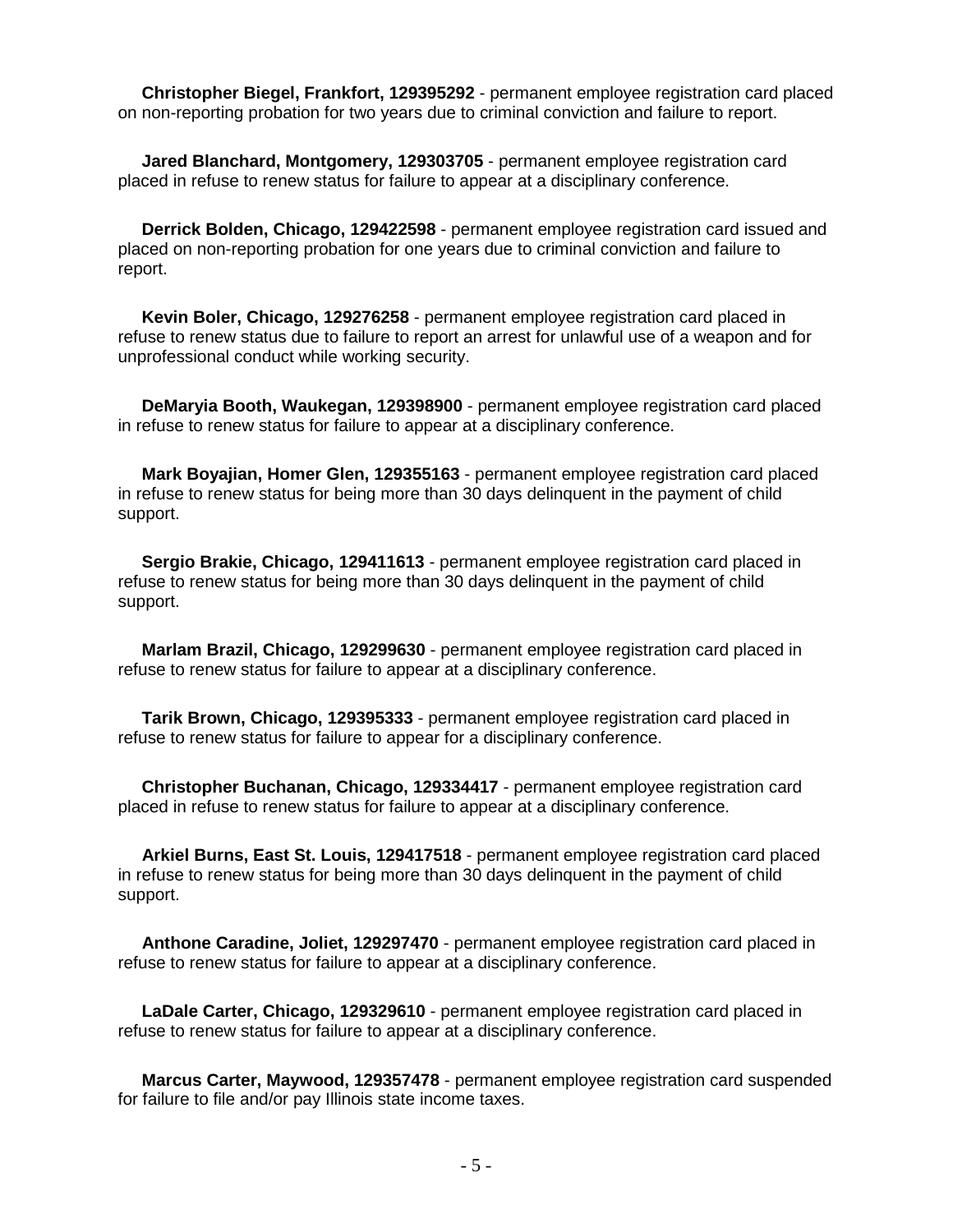**Christopher Biegel, Frankfort, 129395292** - permanent employee registration card placed on non-reporting probation for two years due to criminal conviction and failure to report.

**Jared Blanchard, Montgomery, 129303705** - permanent employee registration card placed in refuse to renew status for failure to appear at a disciplinary conference.

**Derrick Bolden, Chicago, 129422598** - permanent employee registration card issued and placed on non-reporting probation for one years due to criminal conviction and failure to report.

**Kevin Boler, Chicago, 129276258** - permanent employee registration card placed in refuse to renew status due to failure to report an arrest for unlawful use of a weapon and for unprofessional conduct while working security.

**DeMaryia Booth, Waukegan, 129398900** - permanent employee registration card placed in refuse to renew status for failure to appear at a disciplinary conference.

**Mark Boyajian, Homer Glen, 129355163** - permanent employee registration card placed in refuse to renew status for being more than 30 days delinquent in the payment of child support.

**Sergio Brakie, Chicago, 129411613** - permanent employee registration card placed in refuse to renew status for being more than 30 days delinquent in the payment of child support.

**Marlam Brazil, Chicago, 129299630** - permanent employee registration card placed in refuse to renew status for failure to appear at a disciplinary conference.

**Tarik Brown, Chicago, 129395333** - permanent employee registration card placed in refuse to renew status for failure to appear for a disciplinary conference.

**Christopher Buchanan, Chicago, 129334417** - permanent employee registration card placed in refuse to renew status for failure to appear at a disciplinary conference.

**Arkiel Burns, East St. Louis, 129417518** - permanent employee registration card placed in refuse to renew status for being more than 30 days delinquent in the payment of child support.

**Anthone Caradine, Joliet, 129297470** - permanent employee registration card placed in refuse to renew status for failure to appear at a disciplinary conference.

**LaDale Carter, Chicago, 129329610** - permanent employee registration card placed in refuse to renew status for failure to appear at a disciplinary conference.

**Marcus Carter, Maywood, 129357478** - permanent employee registration card suspended for failure to file and/or pay Illinois state income taxes.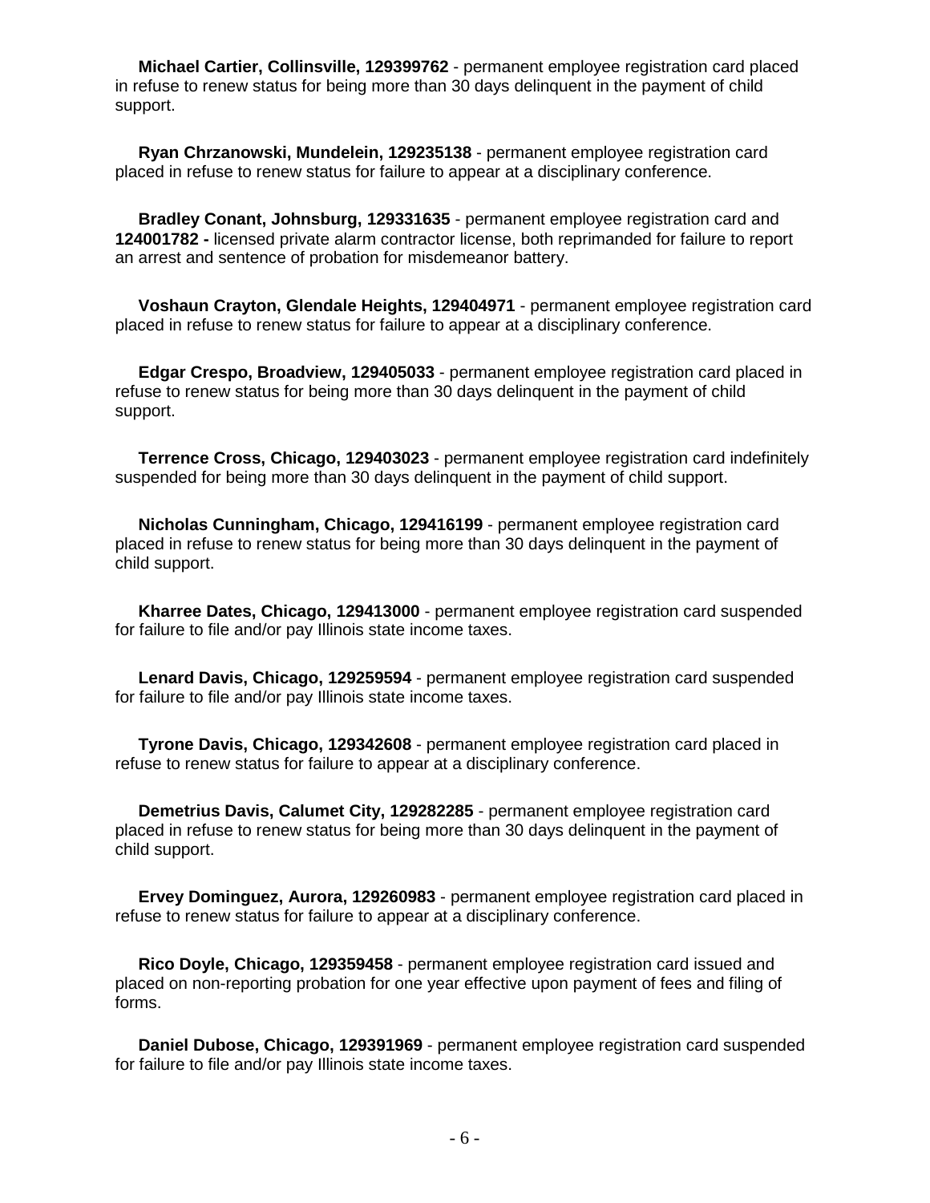**Michael Cartier, Collinsville, 129399762** - permanent employee registration card placed in refuse to renew status for being more than 30 days delinquent in the payment of child support.

**Ryan Chrzanowski, Mundelein, 129235138** - permanent employee registration card placed in refuse to renew status for failure to appear at a disciplinary conference.

**Bradley Conant, Johnsburg, 129331635** - permanent employee registration card and **124001782 -** licensed private alarm contractor license, both reprimanded for failure to report an arrest and sentence of probation for misdemeanor battery.

**Voshaun Crayton, Glendale Heights, 129404971** - permanent employee registration card placed in refuse to renew status for failure to appear at a disciplinary conference.

**Edgar Crespo, Broadview, 129405033** - permanent employee registration card placed in refuse to renew status for being more than 30 days delinquent in the payment of child support.

**Terrence Cross, Chicago, 129403023** - permanent employee registration card indefinitely suspended for being more than 30 days delinquent in the payment of child support.

**Nicholas Cunningham, Chicago, 129416199** - permanent employee registration card placed in refuse to renew status for being more than 30 days delinquent in the payment of child support.

**Kharree Dates, Chicago, 129413000** - permanent employee registration card suspended for failure to file and/or pay Illinois state income taxes.

**Lenard Davis, Chicago, 129259594** - permanent employee registration card suspended for failure to file and/or pay Illinois state income taxes.

**Tyrone Davis, Chicago, 129342608** - permanent employee registration card placed in refuse to renew status for failure to appear at a disciplinary conference.

**Demetrius Davis, Calumet City, 129282285** - permanent employee registration card placed in refuse to renew status for being more than 30 days delinquent in the payment of child support.

**Ervey Dominguez, Aurora, 129260983** - permanent employee registration card placed in refuse to renew status for failure to appear at a disciplinary conference.

**Rico Doyle, Chicago, 129359458** - permanent employee registration card issued and placed on non-reporting probation for one year effective upon payment of fees and filing of forms.

**Daniel Dubose, Chicago, 129391969** - permanent employee registration card suspended for failure to file and/or pay Illinois state income taxes.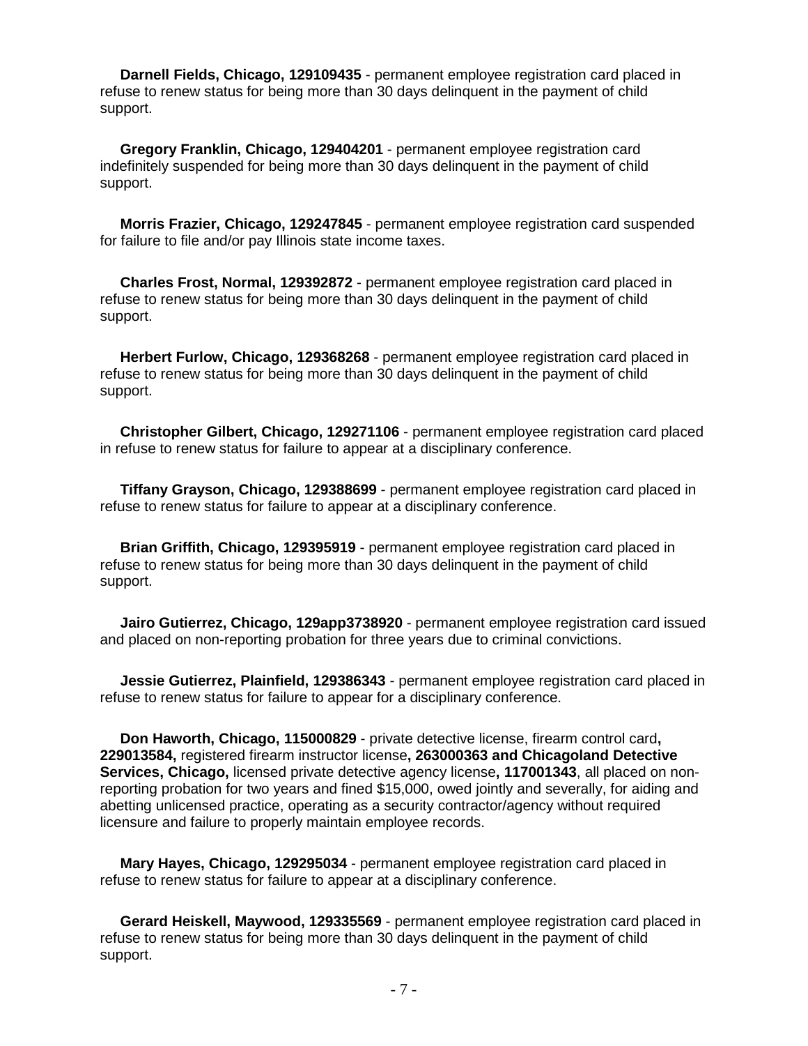**Darnell Fields, Chicago, 129109435** - permanent employee registration card placed in refuse to renew status for being more than 30 days delinquent in the payment of child support.

**Gregory Franklin, Chicago, 129404201** - permanent employee registration card indefinitely suspended for being more than 30 days delinquent in the payment of child support.

**Morris Frazier, Chicago, 129247845** - permanent employee registration card suspended for failure to file and/or pay Illinois state income taxes.

**Charles Frost, Normal, 129392872** - permanent employee registration card placed in refuse to renew status for being more than 30 days delinquent in the payment of child support.

**Herbert Furlow, Chicago, 129368268** - permanent employee registration card placed in refuse to renew status for being more than 30 days delinquent in the payment of child support.

**Christopher Gilbert, Chicago, 129271106** - permanent employee registration card placed in refuse to renew status for failure to appear at a disciplinary conference.

**Tiffany Grayson, Chicago, 129388699** - permanent employee registration card placed in refuse to renew status for failure to appear at a disciplinary conference.

**Brian Griffith, Chicago, 129395919** - permanent employee registration card placed in refuse to renew status for being more than 30 days delinquent in the payment of child support.

**Jairo Gutierrez, Chicago, 129app3738920** - permanent employee registration card issued and placed on non-reporting probation for three years due to criminal convictions.

**Jessie Gutierrez, Plainfield, 129386343** - permanent employee registration card placed in refuse to renew status for failure to appear for a disciplinary conference.

**Don Haworth, Chicago, 115000829** - private detective license, firearm control card**, 229013584,** registered firearm instructor license**, 263000363 and Chicagoland Detective Services, Chicago,** licensed private detective agency license**, 117001343**, all placed on non-reporting probation for two years and fined $15,000, owed jointly and severally, for aiding and abetting unlicensed practice, operating as a security contractor/agency without required licensure and failure to properly maintain employee records.

**Mary Hayes, Chicago, 129295034** - permanent employee registration card placed in refuse to renew status for failure to appear at a disciplinary conference.

**Gerard Heiskell, Maywood, 129335569** - permanent employee registration card placed in refuse to renew status for being more than 30 days delinquent in the payment of child support.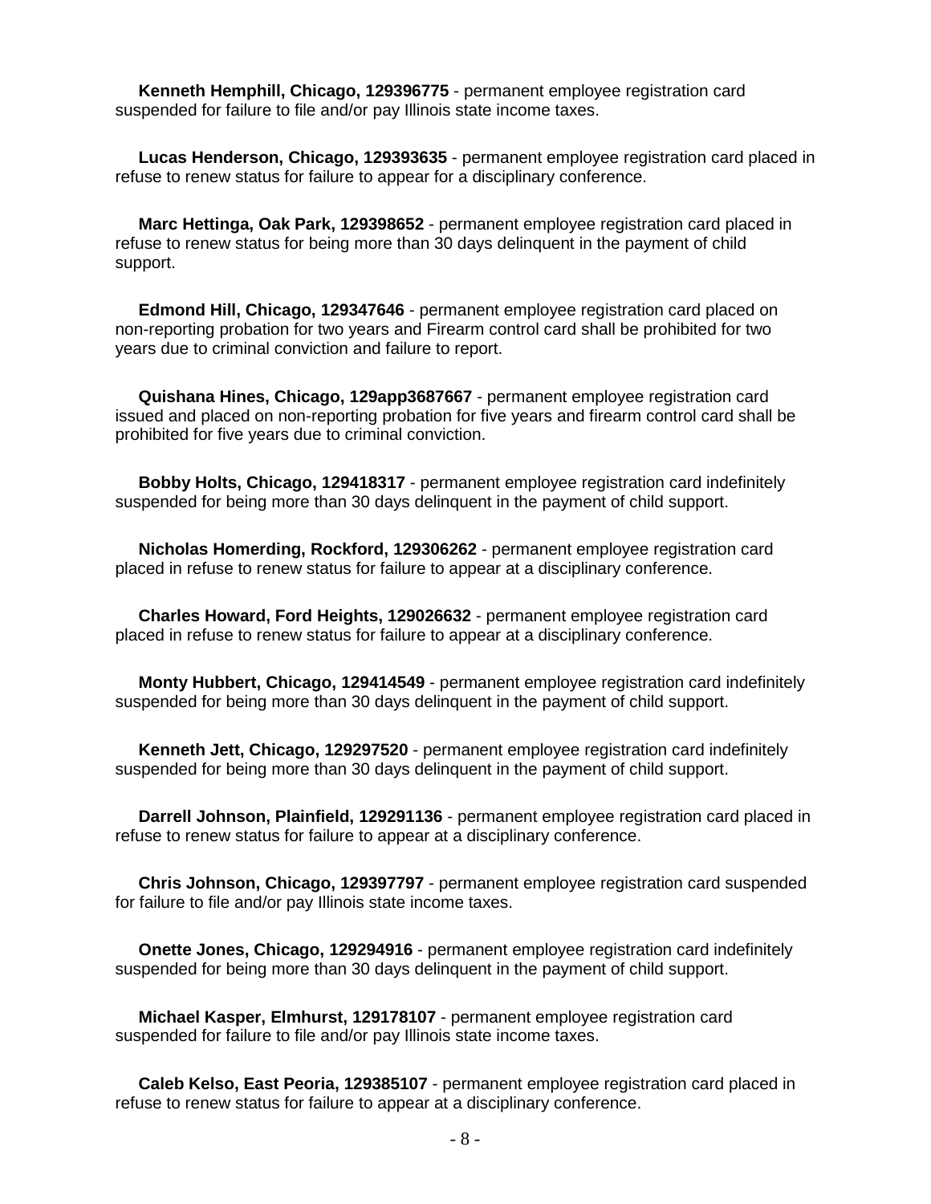**Kenneth Hemphill, Chicago, 129396775** - permanent employee registration card suspended for failure to file and/or pay Illinois state income taxes.

**Lucas Henderson, Chicago, 129393635** - permanent employee registration card placed in refuse to renew status for failure to appear for a disciplinary conference.

**Marc Hettinga, Oak Park, 129398652** - permanent employee registration card placed in refuse to renew status for being more than 30 days delinquent in the payment of child support.

**Edmond Hill, Chicago, 129347646** - permanent employee registration card placed on non-reporting probation for two years and Firearm control card shall be prohibited for two years due to criminal conviction and failure to report.

**Quishana Hines, Chicago, 129app3687667** - permanent employee registration card issued and placed on non-reporting probation for five years and firearm control card shall be prohibited for five years due to criminal conviction.

**Bobby Holts, Chicago, 129418317** - permanent employee registration card indefinitely suspended for being more than 30 days delinquent in the payment of child support.

**Nicholas Homerding, Rockford, 129306262** - permanent employee registration card placed in refuse to renew status for failure to appear at a disciplinary conference.

**Charles Howard, Ford Heights, 129026632** - permanent employee registration card placed in refuse to renew status for failure to appear at a disciplinary conference.

**Monty Hubbert, Chicago, 129414549** - permanent employee registration card indefinitely suspended for being more than 30 days delinquent in the payment of child support.

**Kenneth Jett, Chicago, 129297520** - permanent employee registration card indefinitely suspended for being more than 30 days delinquent in the payment of child support.

**Darrell Johnson, Plainfield, 129291136** - permanent employee registration card placed in refuse to renew status for failure to appear at a disciplinary conference.

**Chris Johnson, Chicago, 129397797** - permanent employee registration card suspended for failure to file and/or pay Illinois state income taxes.

**Onette Jones, Chicago, 129294916** - permanent employee registration card indefinitely suspended for being more than 30 days delinquent in the payment of child support.

**Michael Kasper, Elmhurst, 129178107** - permanent employee registration card suspended for failure to file and/or pay Illinois state income taxes.

**Caleb Kelso, East Peoria, 129385107** - permanent employee registration card placed in refuse to renew status for failure to appear at a disciplinary conference.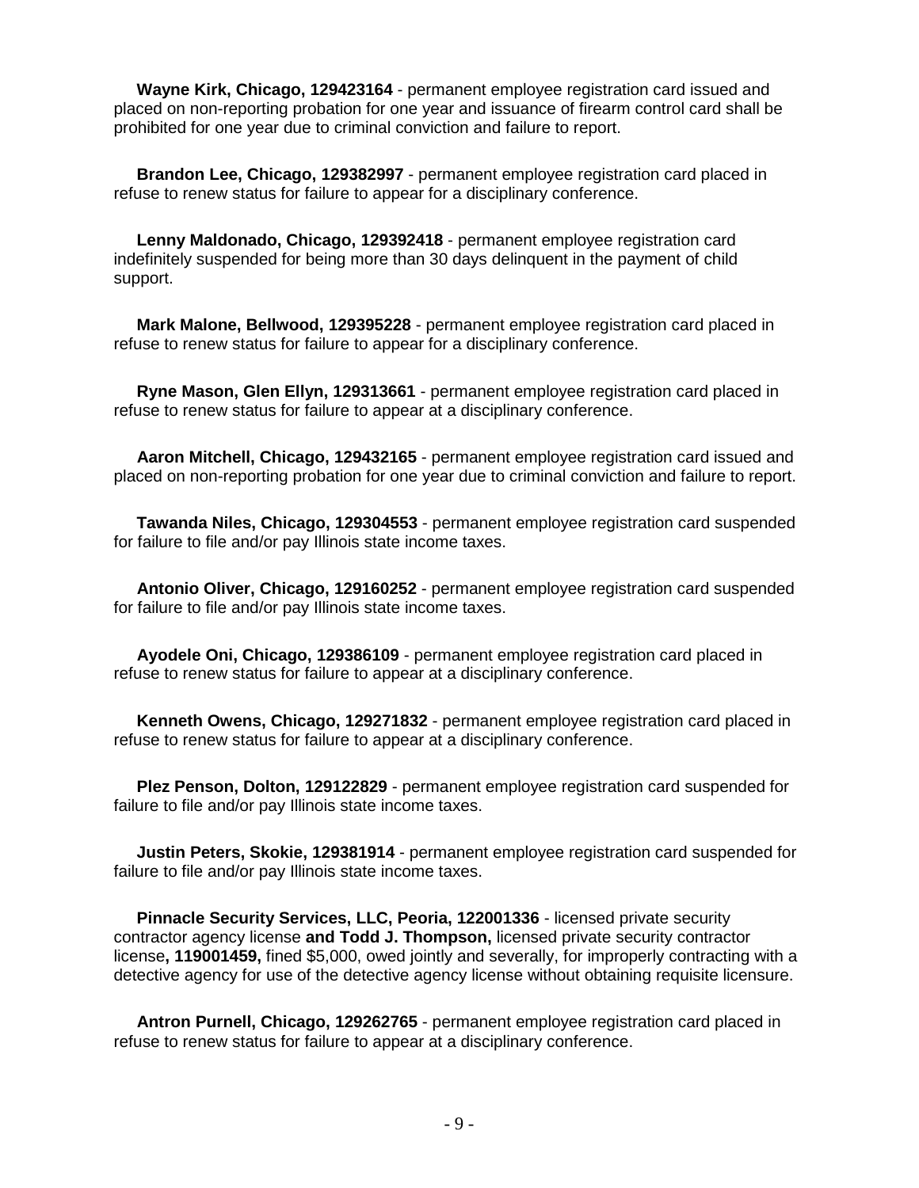**Wayne Kirk, Chicago, 129423164** - permanent employee registration card issued and placed on non-reporting probation for one year and issuance of firearm control card shall be prohibited for one year due to criminal conviction and failure to report.

**Brandon Lee, Chicago, 129382997** - permanent employee registration card placed in refuse to renew status for failure to appear for a disciplinary conference.

**Lenny Maldonado, Chicago, 129392418** - permanent employee registration card indefinitely suspended for being more than 30 days delinquent in the payment of child support.

**Mark Malone, Bellwood, 129395228** - permanent employee registration card placed in refuse to renew status for failure to appear for a disciplinary conference.

**Ryne Mason, Glen Ellyn, 129313661** - permanent employee registration card placed in refuse to renew status for failure to appear at a disciplinary conference.

**Aaron Mitchell, Chicago, 129432165** - permanent employee registration card issued and placed on non-reporting probation for one year due to criminal conviction and failure to report.

**Tawanda Niles, Chicago, 129304553** - permanent employee registration card suspended for failure to file and/or pay Illinois state income taxes.

**Antonio Oliver, Chicago, 129160252** - permanent employee registration card suspended for failure to file and/or pay Illinois state income taxes.

**Ayodele Oni, Chicago, 129386109** - permanent employee registration card placed in refuse to renew status for failure to appear at a disciplinary conference.

**Kenneth Owens, Chicago, 129271832** - permanent employee registration card placed in refuse to renew status for failure to appear at a disciplinary conference.

**Plez Penson, Dolton, 129122829** - permanent employee registration card suspended for failure to file and/or pay Illinois state income taxes.

**Justin Peters, Skokie, 129381914** - permanent employee registration card suspended for failure to file and/or pay Illinois state income taxes.

**Pinnacle Security Services, LLC, Peoria, 122001336** - licensed private security contractor agency license **and Todd J. Thompson,** licensed private security contractor license**, 119001459,** fined $5,000, owed jointly and severally, for improperly contracting with a detective agency for use of the detective agency license without obtaining requisite licensure.

**Antron Purnell, Chicago, 129262765** - permanent employee registration card placed in refuse to renew status for failure to appear at a disciplinary conference.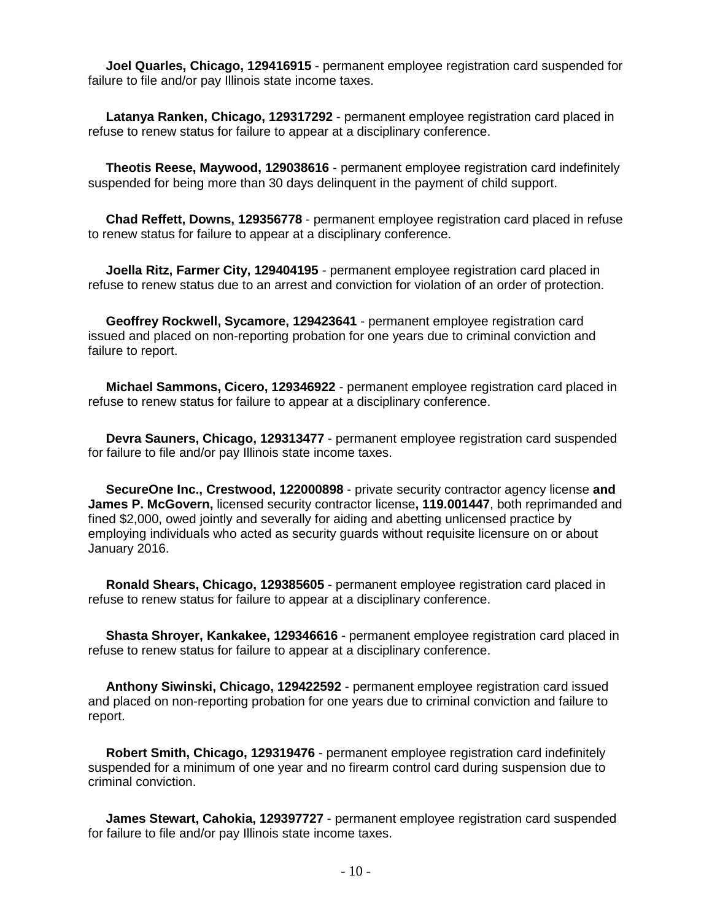**Joel Quarles, Chicago, 129416915** - permanent employee registration card suspended for failure to file and/or pay Illinois state income taxes.

**Latanya Ranken, Chicago, 129317292** - permanent employee registration card placed in refuse to renew status for failure to appear at a disciplinary conference.

**Theotis Reese, Maywood, 129038616** - permanent employee registration card indefinitely suspended for being more than 30 days delinquent in the payment of child support.

**Chad Reffett, Downs, 129356778** - permanent employee registration card placed in refuse to renew status for failure to appear at a disciplinary conference.

**Joella Ritz, Farmer City, 129404195** - permanent employee registration card placed in refuse to renew status due to an arrest and conviction for violation of an order of protection.

**Geoffrey Rockwell, Sycamore, 129423641** - permanent employee registration card issued and placed on non-reporting probation for one years due to criminal conviction and failure to report.

**Michael Sammons, Cicero, 129346922** - permanent employee registration card placed in refuse to renew status for failure to appear at a disciplinary conference.

**Devra Sauners, Chicago, 129313477** - permanent employee registration card suspended for failure to file and/or pay Illinois state income taxes.

**SecureOne Inc., Crestwood, 122000898** - private security contractor agency license **and James P. McGovern,** licensed security contractor license**, 119.001447**, both reprimanded and fined $2,000, owed jointly and severally for aiding and abetting unlicensed practice by employing individuals who acted as security guards without requisite licensure on or about January 2016.

**Ronald Shears, Chicago, 129385605** - permanent employee registration card placed in refuse to renew status for failure to appear at a disciplinary conference.

**Shasta Shroyer, Kankakee, 129346616** - permanent employee registration card placed in refuse to renew status for failure to appear at a disciplinary conference.

**Anthony Siwinski, Chicago, 129422592** - permanent employee registration card issued and placed on non-reporting probation for one years due to criminal conviction and failure to report.

**Robert Smith, Chicago, 129319476** - permanent employee registration card indefinitely suspended for a minimum of one year and no firearm control card during suspension due to criminal conviction.

**James Stewart, Cahokia, 129397727** - permanent employee registration card suspended for failure to file and/or pay Illinois state income taxes.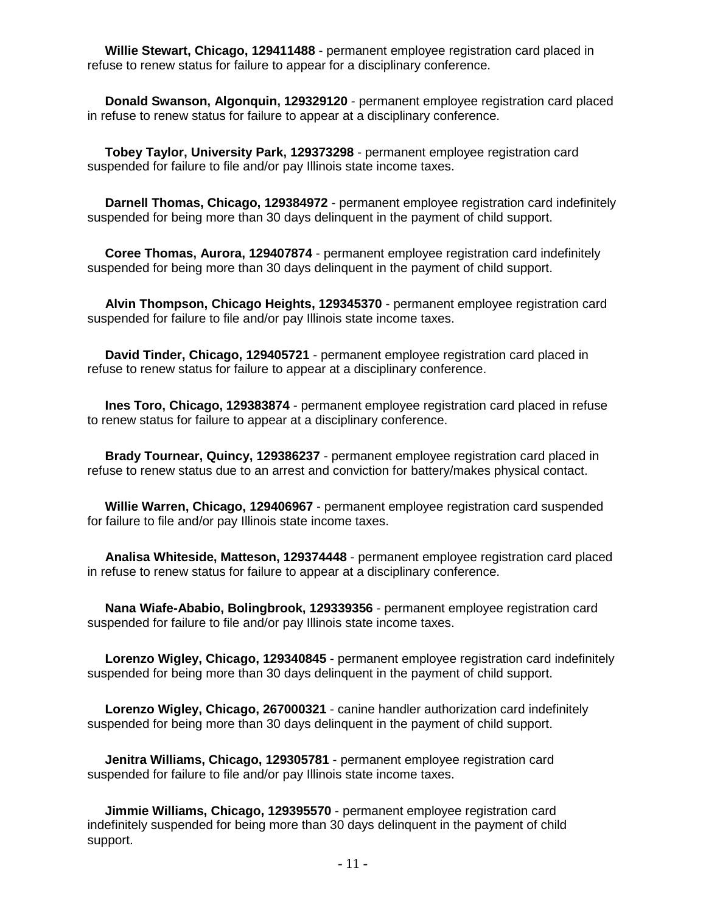**Willie Stewart, Chicago, 129411488** - permanent employee registration card placed in refuse to renew status for failure to appear for a disciplinary conference.

**Donald Swanson, Algonquin, 129329120** - permanent employee registration card placed in refuse to renew status for failure to appear at a disciplinary conference.

**Tobey Taylor, University Park, 129373298** - permanent employee registration card suspended for failure to file and/or pay Illinois state income taxes.

**Darnell Thomas, Chicago, 129384972** - permanent employee registration card indefinitely suspended for being more than 30 days delinquent in the payment of child support.

**Coree Thomas, Aurora, 129407874** - permanent employee registration card indefinitely suspended for being more than 30 days delinquent in the payment of child support.

**Alvin Thompson, Chicago Heights, 129345370** - permanent employee registration card suspended for failure to file and/or pay Illinois state income taxes.

**David Tinder, Chicago, 129405721** - permanent employee registration card placed in refuse to renew status for failure to appear at a disciplinary conference.

**Ines Toro, Chicago, 129383874** - permanent employee registration card placed in refuse to renew status for failure to appear at a disciplinary conference.

**Brady Tournear, Quincy, 129386237** - permanent employee registration card placed in refuse to renew status due to an arrest and conviction for battery/makes physical contact.

**Willie Warren, Chicago, 129406967** - permanent employee registration card suspended for failure to file and/or pay Illinois state income taxes.

**Analisa Whiteside, Matteson, 129374448** - permanent employee registration card placed in refuse to renew status for failure to appear at a disciplinary conference.

**Nana Wiafe-Ababio, Bolingbrook, 129339356** - permanent employee registration card suspended for failure to file and/or pay Illinois state income taxes.

**Lorenzo Wigley, Chicago, 129340845** - permanent employee registration card indefinitely suspended for being more than 30 days delinquent in the payment of child support.

**Lorenzo Wigley, Chicago, 267000321** - canine handler authorization card indefinitely suspended for being more than 30 days delinquent in the payment of child support.

**Jenitra Williams, Chicago, 129305781** - permanent employee registration card suspended for failure to file and/or pay Illinois state income taxes.

**Jimmie Williams, Chicago, 129395570** - permanent employee registration card indefinitely suspended for being more than 30 days delinquent in the payment of child support.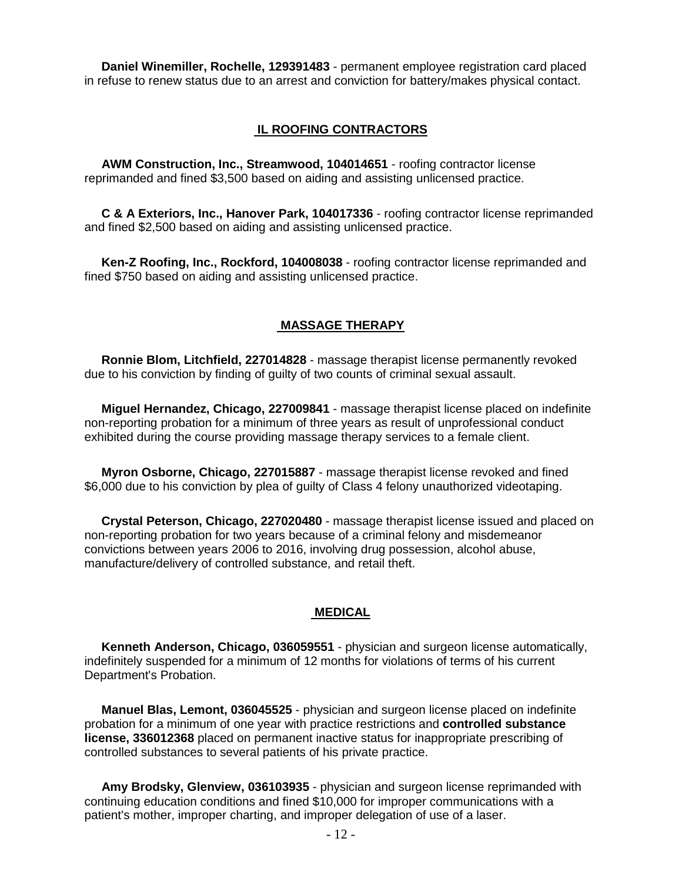**Daniel Winemiller, Rochelle, 129391483** - permanent employee registration card placed in refuse to renew status due to an arrest and conviction for battery/makes physical contact.

## IL ROOFING CONTRACTORS

**AWM Construction, Inc., Streamwood, 104014651** - roofing contractor license reprimanded and fined $3,500 based on aiding and assisting unlicensed practice.

**C & A Exteriors, Inc., Hanover Park, 104017336** - roofing contractor license reprimanded and fined $2,500 based on aiding and assisting unlicensed practice.

**Ken-Z Roofing, Inc., Rockford, 104008038** - roofing contractor license reprimanded and fined $750 based on aiding and assisting unlicensed practice.

## MASSAGE THERAPY

**Ronnie Blom, Litchfield, 227014828** - massage therapist license permanently revoked due to his conviction by finding of guilty of two counts of criminal sexual assault.

**Miguel Hernandez, Chicago, 227009841** - massage therapist license placed on indefinite non-reporting probation for a minimum of three years as result of unprofessional conduct exhibited during the course providing massage therapy services to a female client.

**Myron Osborne, Chicago, 227015887** - massage therapist license revoked and fined $6,000 due to his conviction by plea of guilty of Class 4 felony unauthorized videotaping.

**Crystal Peterson, Chicago, 227020480** - massage therapist license issued and placed on non-reporting probation for two years because of a criminal felony and misdemeanor convictions between years 2006 to 2016, involving drug possession, alcohol abuse, manufacture/delivery of controlled substance, and retail theft.

## MEDICAL

**Kenneth Anderson, Chicago, 036059551** - physician and surgeon license automatically, indefinitely suspended for a minimum of 12 months for violations of terms of his current Department's Probation.

**Manuel Blas, Lemont, 036045525** - physician and surgeon license placed on indefinite probation for a minimum of one year with practice restrictions and **controlled substance license, 336012368** placed on permanent inactive status for inappropriate prescribing of controlled substances to several patients of his private practice.

**Amy Brodsky, Glenview, 036103935** - physician and surgeon license reprimanded with continuing education conditions and fined $10,000 for improper communications with a patient's mother, improper charting, and improper delegation of use of a laser.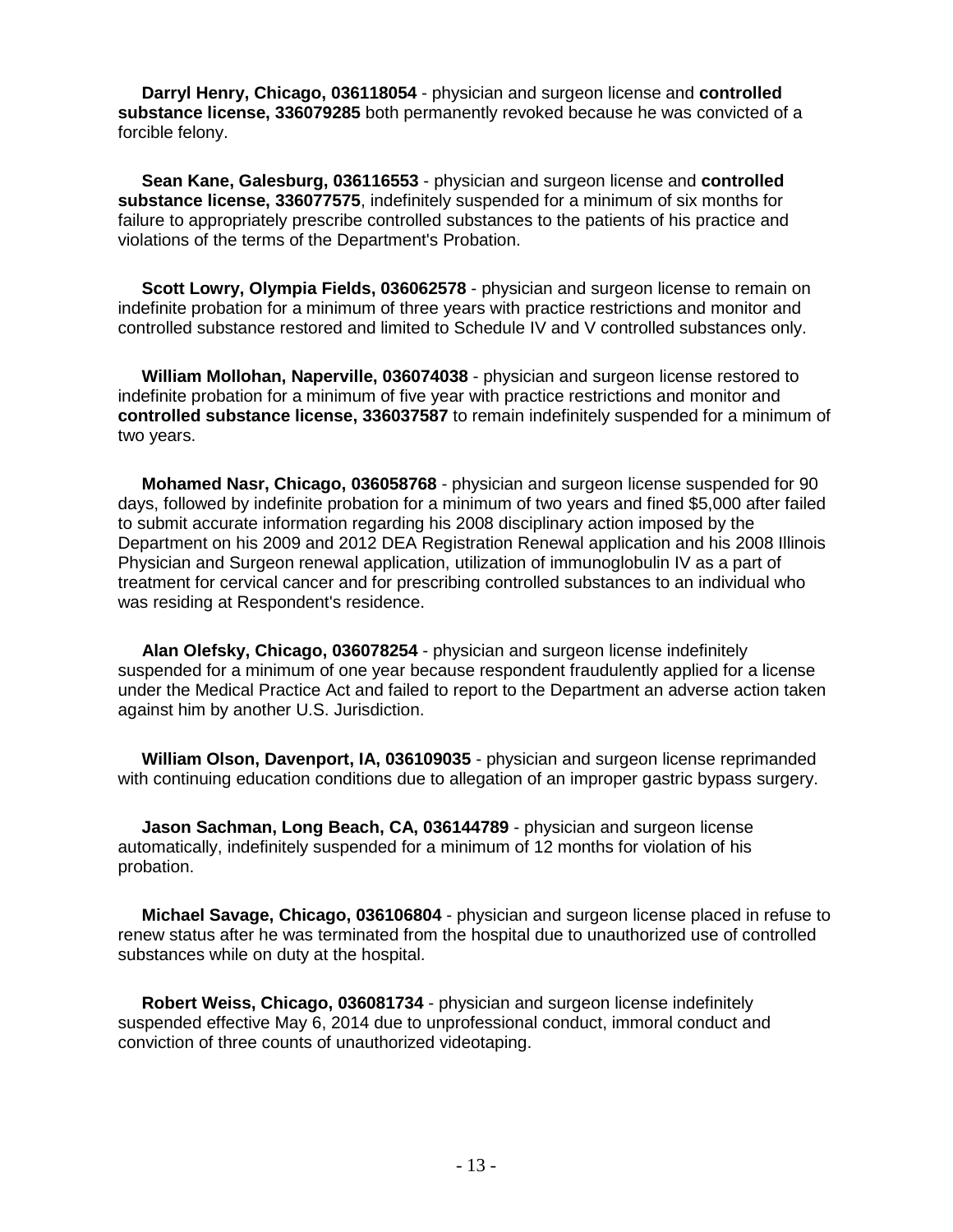**Darryl Henry, Chicago, 036118054** - physician and surgeon license and **controlled substance license, 336079285** both permanently revoked because he was convicted of a forcible felony.

**Sean Kane, Galesburg, 036116553** - physician and surgeon license and **controlled substance license, 336077575**, indefinitely suspended for a minimum of six months for failure to appropriately prescribe controlled substances to the patients of his practice and violations of the terms of the Department's Probation.

**Scott Lowry, Olympia Fields, 036062578** - physician and surgeon license to remain on indefinite probation for a minimum of three years with practice restrictions and monitor and controlled substance restored and limited to Schedule IV and V controlled substances only.

**William Mollohan, Naperville, 036074038** - physician and surgeon license restored to indefinite probation for a minimum of five year with practice restrictions and monitor and **controlled substance license, 336037587** to remain indefinitely suspended for a minimum of two years.

**Mohamed Nasr, Chicago, 036058768** - physician and surgeon license suspended for 90 days, followed by indefinite probation for a minimum of two years and fined $5,000 after failed to submit accurate information regarding his 2008 disciplinary action imposed by the Department on his 2009 and 2012 DEA Registration Renewal application and his 2008 Illinois Physician and Surgeon renewal application, utilization of immunoglobulin IV as a part of treatment for cervical cancer and for prescribing controlled substances to an individual who was residing at Respondent's residence.

**Alan Olefsky, Chicago, 036078254** - physician and surgeon license indefinitely suspended for a minimum of one year because respondent fraudulently applied for a license under the Medical Practice Act and failed to report to the Department an adverse action taken against him by another U.S. Jurisdiction.

**William Olson, Davenport, IA, 036109035** - physician and surgeon license reprimanded with continuing education conditions due to allegation of an improper gastric bypass surgery.

**Jason Sachman, Long Beach, CA, 036144789** - physician and surgeon license automatically, indefinitely suspended for a minimum of 12 months for violation of his probation.

**Michael Savage, Chicago, 036106804** - physician and surgeon license placed in refuse to renew status after he was terminated from the hospital due to unauthorized use of controlled substances while on duty at the hospital.

**Robert Weiss, Chicago, 036081734** - physician and surgeon license indefinitely suspended effective May 6, 2014 due to unprofessional conduct, immoral conduct and conviction of three counts of unauthorized videotaping.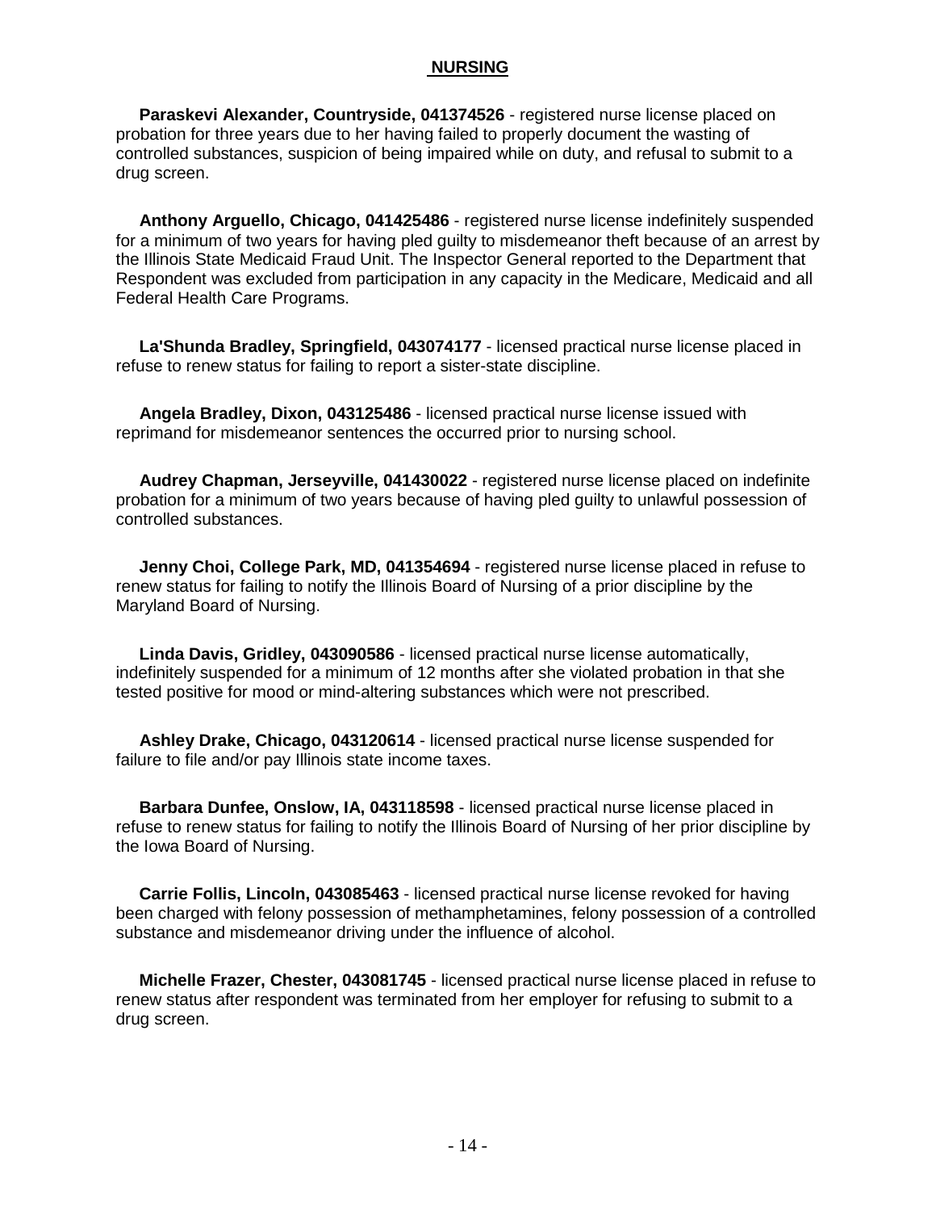## NURSING

**Paraskevi Alexander, Countryside, 041374526** - registered nurse license placed on probation for three years due to her having failed to properly document the wasting of controlled substances, suspicion of being impaired while on duty, and refusal to submit to a drug screen.

**Anthony Arguello, Chicago, 041425486** - registered nurse license indefinitely suspended for a minimum of two years for having pled guilty to misdemeanor theft because of an arrest by the Illinois State Medicaid Fraud Unit. The Inspector General reported to the Department that Respondent was excluded from participation in any capacity in the Medicare, Medicaid and all Federal Health Care Programs.

**La'Shunda Bradley, Springfield, 043074177** - licensed practical nurse license placed in refuse to renew status for failing to report a sister-state discipline.

**Angela Bradley, Dixon, 043125486** - licensed practical nurse license issued with reprimand for misdemeanor sentences the occurred prior to nursing school.

**Audrey Chapman, Jerseyville, 041430022** - registered nurse license placed on indefinite probation for a minimum of two years because of having pled guilty to unlawful possession of controlled substances.

**Jenny Choi, College Park, MD, 041354694** - registered nurse license placed in refuse to renew status for failing to notify the Illinois Board of Nursing of a prior discipline by the Maryland Board of Nursing.

**Linda Davis, Gridley, 043090586** - licensed practical nurse license automatically, indefinitely suspended for a minimum of 12 months after she violated probation in that she tested positive for mood or mind-altering substances which were not prescribed.

**Ashley Drake, Chicago, 043120614** - licensed practical nurse license suspended for failure to file and/or pay Illinois state income taxes.

**Barbara Dunfee, Onslow, IA, 043118598** - licensed practical nurse license placed in refuse to renew status for failing to notify the Illinois Board of Nursing of her prior discipline by the Iowa Board of Nursing.

**Carrie Follis, Lincoln, 043085463** - licensed practical nurse license revoked for having been charged with felony possession of methamphetamines, felony possession of a controlled substance and misdemeanor driving under the influence of alcohol.

**Michelle Frazer, Chester, 043081745** - licensed practical nurse license placed in refuse to renew status after respondent was terminated from her employer for refusing to submit to a drug screen.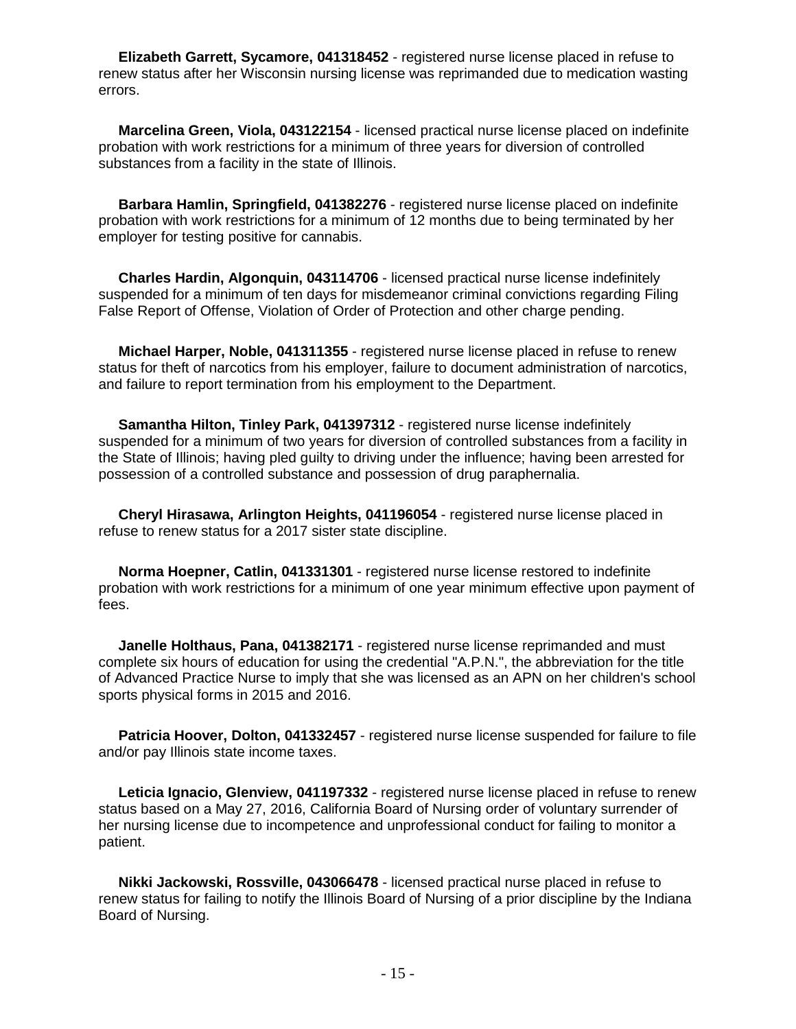**Elizabeth Garrett, Sycamore, 041318452** - registered nurse license placed in refuse to renew status after her Wisconsin nursing license was reprimanded due to medication wasting errors.

**Marcelina Green, Viola, 043122154** - licensed practical nurse license placed on indefinite probation with work restrictions for a minimum of three years for diversion of controlled substances from a facility in the state of Illinois.

**Barbara Hamlin, Springfield, 041382276** - registered nurse license placed on indefinite probation with work restrictions for a minimum of 12 months due to being terminated by her employer for testing positive for cannabis.

**Charles Hardin, Algonquin, 043114706** - licensed practical nurse license indefinitely suspended for a minimum of ten days for misdemeanor criminal convictions regarding Filing False Report of Offense, Violation of Order of Protection and other charge pending.

**Michael Harper, Noble, 041311355** - registered nurse license placed in refuse to renew status for theft of narcotics from his employer, failure to document administration of narcotics, and failure to report termination from his employment to the Department.

**Samantha Hilton, Tinley Park, 041397312** - registered nurse license indefinitely suspended for a minimum of two years for diversion of controlled substances from a facility in the State of Illinois; having pled guilty to driving under the influence; having been arrested for possession of a controlled substance and possession of drug paraphernalia.

**Cheryl Hirasawa, Arlington Heights, 041196054** - registered nurse license placed in refuse to renew status for a 2017 sister state discipline.

**Norma Hoepner, Catlin, 041331301** - registered nurse license restored to indefinite probation with work restrictions for a minimum of one year minimum effective upon payment of fees.

**Janelle Holthaus, Pana, 041382171** - registered nurse license reprimanded and must complete six hours of education for using the credential "A.P.N.", the abbreviation for the title of Advanced Practice Nurse to imply that she was licensed as an APN on her children's school sports physical forms in 2015 and 2016.

**Patricia Hoover, Dolton, 041332457** - registered nurse license suspended for failure to file and/or pay Illinois state income taxes.

**Leticia Ignacio, Glenview, 041197332** - registered nurse license placed in refuse to renew status based on a May 27, 2016, California Board of Nursing order of voluntary surrender of her nursing license due to incompetence and unprofessional conduct for failing to monitor a patient.

**Nikki Jackowski, Rossville, 043066478** - licensed practical nurse placed in refuse to renew status for failing to notify the Illinois Board of Nursing of a prior discipline by the Indiana Board of Nursing.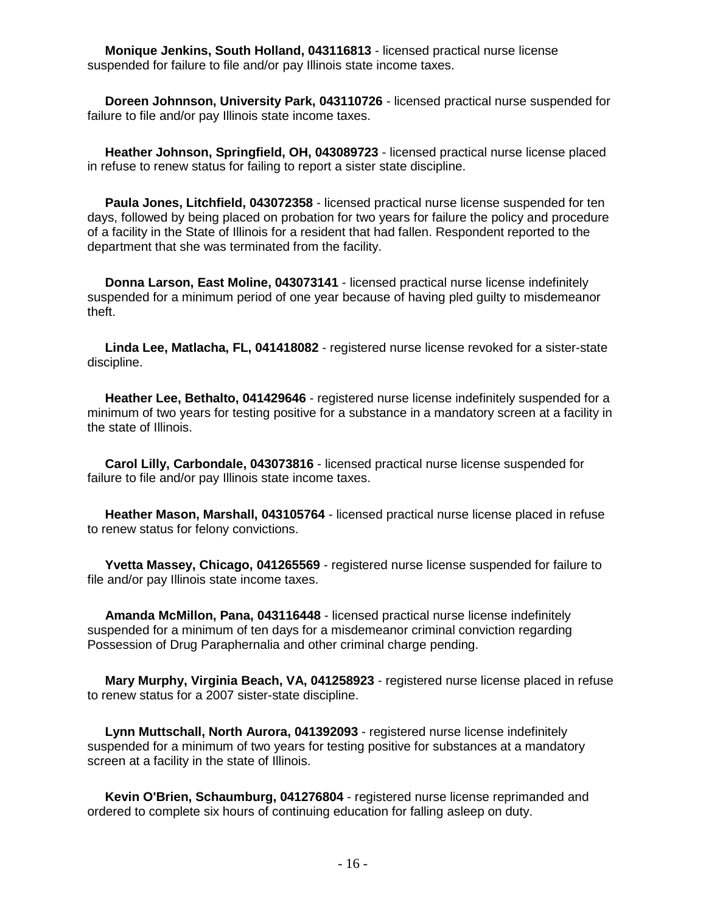**Monique Jenkins, South Holland, 043116813** - licensed practical nurse license suspended for failure to file and/or pay Illinois state income taxes.

**Doreen Johnnson, University Park, 043110726** - licensed practical nurse suspended for failure to file and/or pay Illinois state income taxes.

**Heather Johnson, Springfield, OH, 043089723** - licensed practical nurse license placed in refuse to renew status for failing to report a sister state discipline.

**Paula Jones, Litchfield, 043072358** - licensed practical nurse license suspended for ten days, followed by being placed on probation for two years for failure the policy and procedure of a facility in the State of Illinois for a resident that had fallen. Respondent reported to the department that she was terminated from the facility.

**Donna Larson, East Moline, 043073141** - licensed practical nurse license indefinitely suspended for a minimum period of one year because of having pled guilty to misdemeanor theft.

**Linda Lee, Matlacha, FL, 041418082** - registered nurse license revoked for a sister-state discipline.

**Heather Lee, Bethalto, 041429646** - registered nurse license indefinitely suspended for a minimum of two years for testing positive for a substance in a mandatory screen at a facility in the state of Illinois.

**Carol Lilly, Carbondale, 043073816** - licensed practical nurse license suspended for failure to file and/or pay Illinois state income taxes.

**Heather Mason, Marshall, 043105764** - licensed practical nurse license placed in refuse to renew status for felony convictions.

**Yvetta Massey, Chicago, 041265569** - registered nurse license suspended for failure to file and/or pay Illinois state income taxes.

**Amanda McMillon, Pana, 043116448** - licensed practical nurse license indefinitely suspended for a minimum of ten days for a misdemeanor criminal conviction regarding Possession of Drug Paraphernalia and other criminal charge pending.

**Mary Murphy, Virginia Beach, VA, 041258923** - registered nurse license placed in refuse to renew status for a 2007 sister-state discipline.

**Lynn Muttschall, North Aurora, 041392093** - registered nurse license indefinitely suspended for a minimum of two years for testing positive for substances at a mandatory screen at a facility in the state of Illinois.

**Kevin O'Brien, Schaumburg, 041276804** - registered nurse license reprimanded and ordered to complete six hours of continuing education for falling asleep on duty.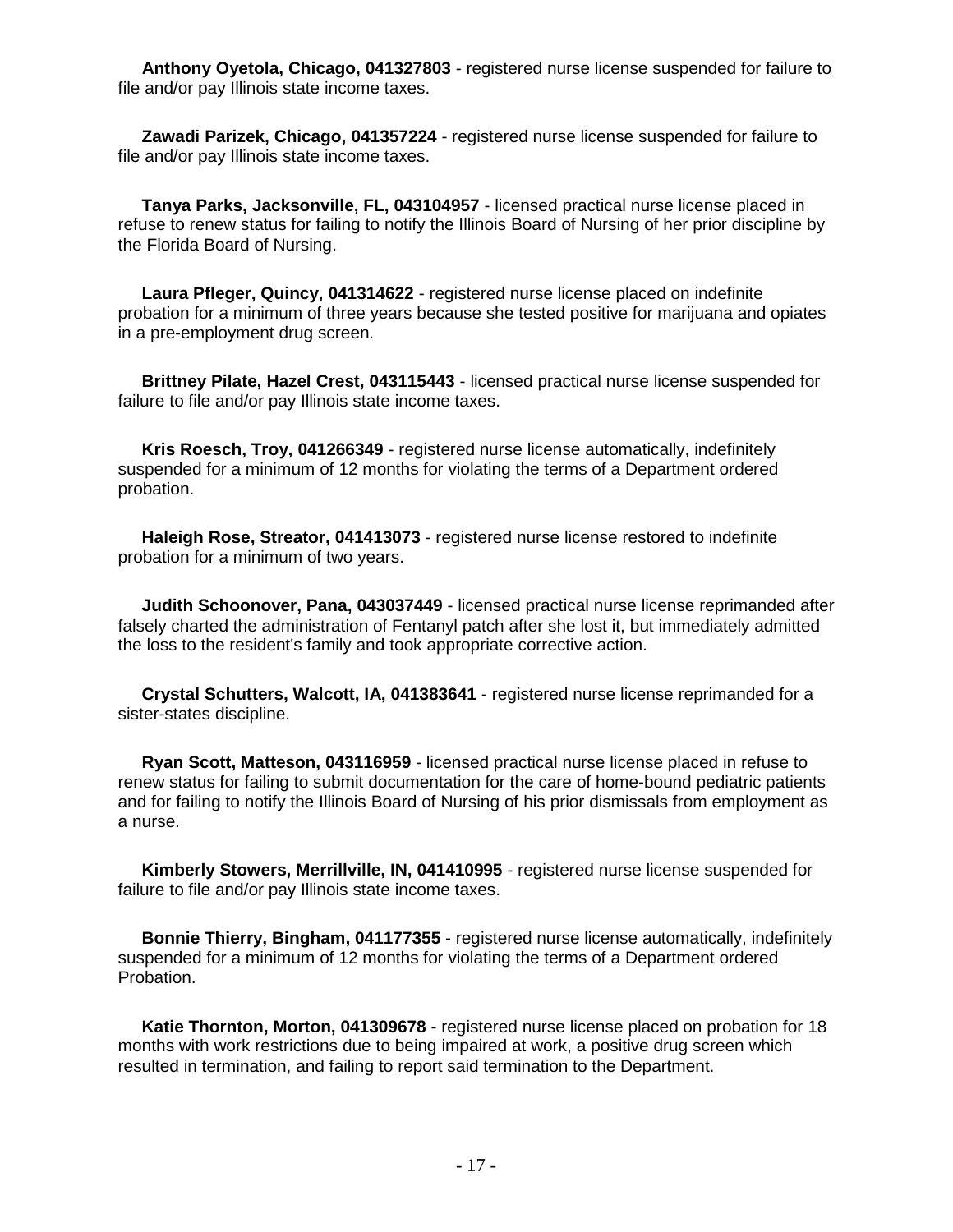**Anthony Oyetola, Chicago, 041327803** - registered nurse license suspended for failure to file and/or pay Illinois state income taxes.

**Zawadi Parizek, Chicago, 041357224** - registered nurse license suspended for failure to file and/or pay Illinois state income taxes.

**Tanya Parks, Jacksonville, FL, 043104957** - licensed practical nurse license placed in refuse to renew status for failing to notify the Illinois Board of Nursing of her prior discipline by the Florida Board of Nursing.

**Laura Pfleger, Quincy, 041314622** - registered nurse license placed on indefinite probation for a minimum of three years because she tested positive for marijuana and opiates in a pre-employment drug screen.

**Brittney Pilate, Hazel Crest, 043115443** - licensed practical nurse license suspended for failure to file and/or pay Illinois state income taxes.

**Kris Roesch, Troy, 041266349** - registered nurse license automatically, indefinitely suspended for a minimum of 12 months for violating the terms of a Department ordered probation.

**Haleigh Rose, Streator, 041413073** - registered nurse license restored to indefinite probation for a minimum of two years.

**Judith Schoonover, Pana, 043037449** - licensed practical nurse license reprimanded after falsely charted the administration of Fentanyl patch after she lost it, but immediately admitted the loss to the resident's family and took appropriate corrective action.

**Crystal Schutters, Walcott, IA, 041383641** - registered nurse license reprimanded for a sister-states discipline.

**Ryan Scott, Matteson, 043116959** - licensed practical nurse license placed in refuse to renew status for failing to submit documentation for the care of home-bound pediatric patients and for failing to notify the Illinois Board of Nursing of his prior dismissals from employment as a nurse.

**Kimberly Stowers, Merrillville, IN, 041410995** - registered nurse license suspended for failure to file and/or pay Illinois state income taxes.

**Bonnie Thierry, Bingham, 041177355** - registered nurse license automatically, indefinitely suspended for a minimum of 12 months for violating the terms of a Department ordered Probation.

**Katie Thornton, Morton, 041309678** - registered nurse license placed on probation for 18 months with work restrictions due to being impaired at work, a positive drug screen which resulted in termination, and failing to report said termination to the Department.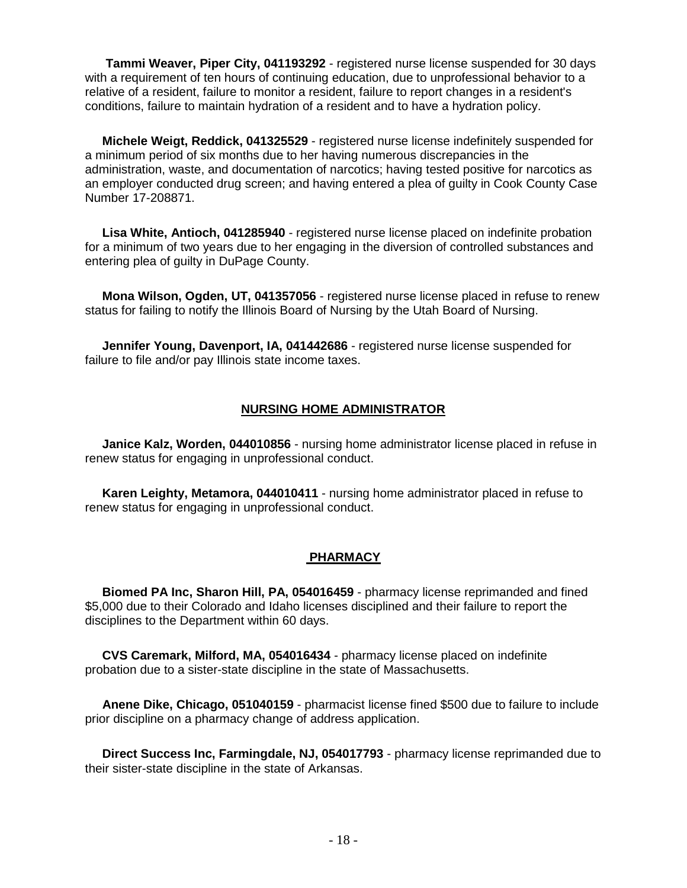**Tammi Weaver, Piper City, 041193292** - registered nurse license suspended for 30 days with a requirement of ten hours of continuing education, due to unprofessional behavior to a relative of a resident, failure to monitor a resident, failure to report changes in a resident's conditions, failure to maintain hydration of a resident and to have a hydration policy.

**Michele Weigt, Reddick, 041325529** - registered nurse license indefinitely suspended for a minimum period of six months due to her having numerous discrepancies in the administration, waste, and documentation of narcotics; having tested positive for narcotics as an employer conducted drug screen; and having entered a plea of guilty in Cook County Case Number 17-208871.

**Lisa White, Antioch, 041285940** - registered nurse license placed on indefinite probation for a minimum of two years due to her engaging in the diversion of controlled substances and entering plea of guilty in DuPage County.

**Mona Wilson, Ogden, UT, 041357056** - registered nurse license placed in refuse to renew status for failing to notify the Illinois Board of Nursing by the Utah Board of Nursing.

**Jennifer Young, Davenport, IA, 041442686** - registered nurse license suspended for failure to file and/or pay Illinois state income taxes.

## NURSING HOME ADMINISTRATOR

**Janice Kalz, Worden, 044010856** - nursing home administrator license placed in refuse in renew status for engaging in unprofessional conduct.

**Karen Leighty, Metamora, 044010411** - nursing home administrator placed in refuse to renew status for engaging in unprofessional conduct.

## PHARMACY

**Biomed PA Inc, Sharon Hill, PA, 054016459** - pharmacy license reprimanded and fined $5,000 due to their Colorado and Idaho licenses disciplined and their failure to report the disciplines to the Department within 60 days.

**CVS Caremark, Milford, MA, 054016434** - pharmacy license placed on indefinite probation due to a sister-state discipline in the state of Massachusetts.

**Anene Dike, Chicago, 051040159** - pharmacist license fined $500 due to failure to include prior discipline on a pharmacy change of address application.

**Direct Success Inc, Farmingdale, NJ, 054017793** - pharmacy license reprimanded due to their sister-state discipline in the state of Arkansas.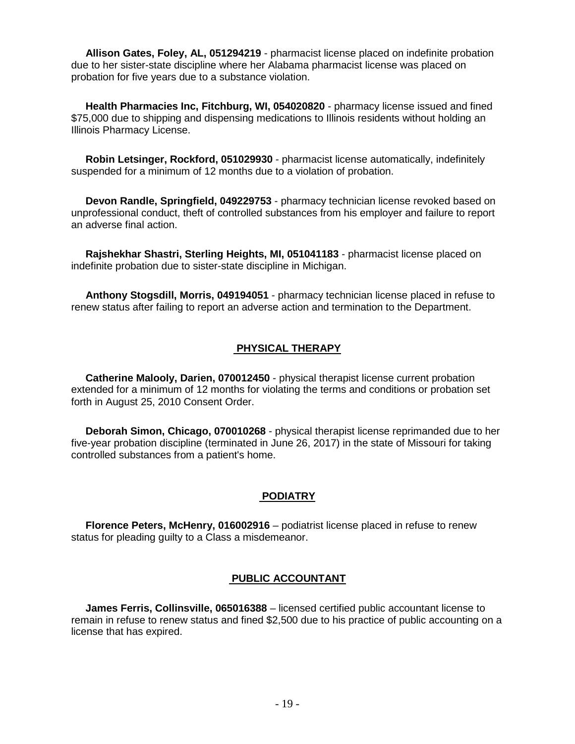**Allison Gates, Foley, AL, 051294219** - pharmacist license placed on indefinite probation due to her sister-state discipline where her Alabama pharmacist license was placed on probation for five years due to a substance violation.

**Health Pharmacies Inc, Fitchburg, WI, 054020820** - pharmacy license issued and fined $75,000 due to shipping and dispensing medications to Illinois residents without holding an Illinois Pharmacy License.

**Robin Letsinger, Rockford, 051029930** - pharmacist license automatically, indefinitely suspended for a minimum of 12 months due to a violation of probation.

**Devon Randle, Springfield, 049229753** - pharmacy technician license revoked based on unprofessional conduct, theft of controlled substances from his employer and failure to report an adverse final action.

**Rajshekhar Shastri, Sterling Heights, MI, 051041183** - pharmacist license placed on indefinite probation due to sister-state discipline in Michigan.

**Anthony Stogsdill, Morris, 049194051** - pharmacy technician license placed in refuse to renew status after failing to report an adverse action and termination to the Department.

## PHYSICAL THERAPY

**Catherine Malooly, Darien, 070012450** - physical therapist license current probation extended for a minimum of 12 months for violating the terms and conditions or probation set forth in August 25, 2010 Consent Order.

**Deborah Simon, Chicago, 070010268** - physical therapist license reprimanded due to her five-year probation discipline (terminated in June 26, 2017) in the state of Missouri for taking controlled substances from a patient's home.

## PODIATRY

**Florence Peters, McHenry, 016002916** – podiatrist license placed in refuse to renew status for pleading guilty to a Class a misdemeanor.

## PUBLIC ACCOUNTANT

**James Ferris, Collinsville, 065016388** – licensed certified public accountant license to remain in refuse to renew status and fined $2,500 due to his practice of public accounting on a license that has expired.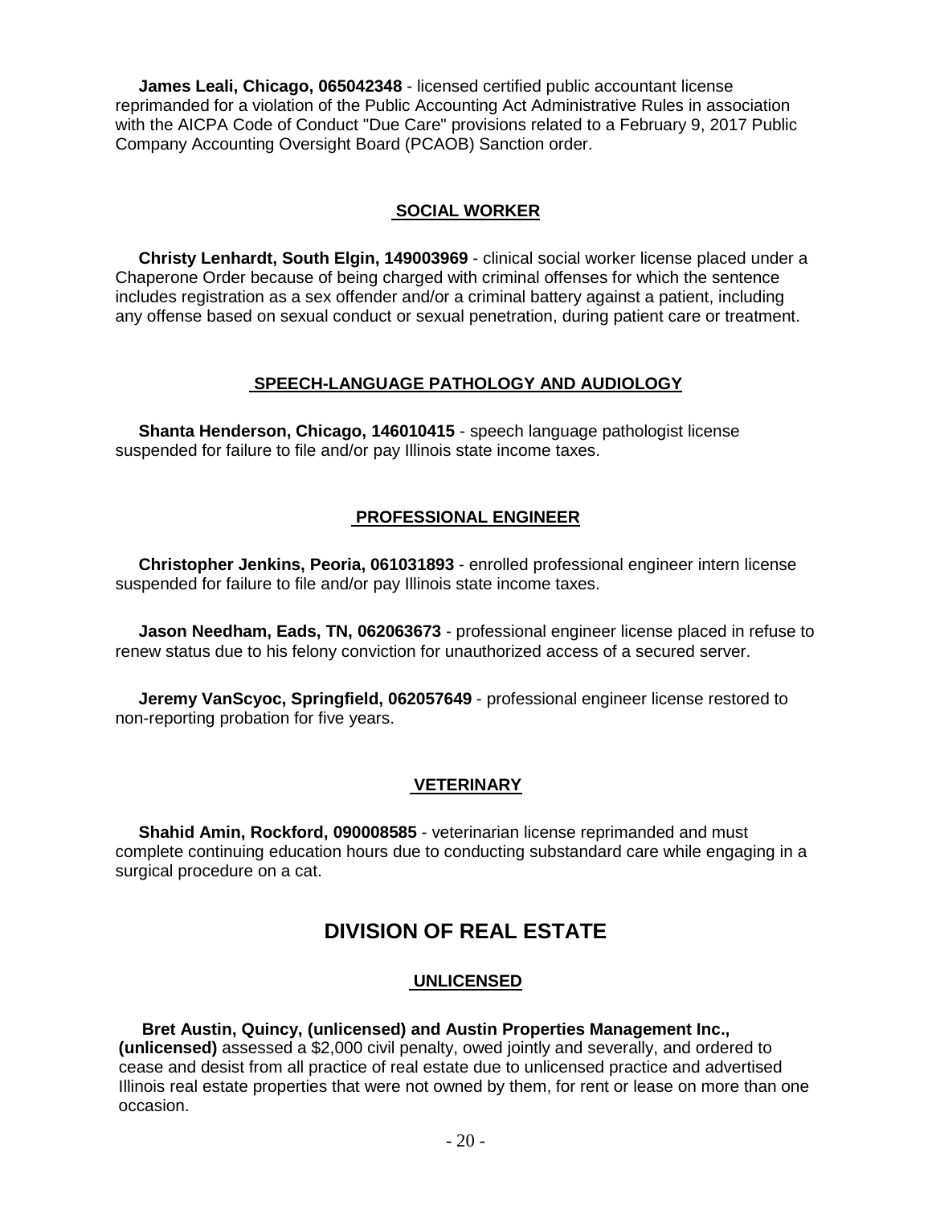**James Leali, Chicago, 065042348** - licensed certified public accountant license reprimanded for a violation of the Public Accounting Act Administrative Rules in association with the AICPA Code of Conduct "Due Care" provisions related to a February 9, 2017 Public Company Accounting Oversight Board (PCAOB) Sanction order.

### SOCIAL WORKER

**Christy Lenhardt, South Elgin, 149003969** - clinical social worker license placed under a Chaperone Order because of being charged with criminal offenses for which the sentence includes registration as a sex offender and/or a criminal battery against a patient, including any offense based on sexual conduct or sexual penetration, during patient care or treatment.

### SPEECH-LANGUAGE PATHOLOGY AND AUDIOLOGY

**Shanta Henderson, Chicago, 146010415** - speech language pathologist license suspended for failure to file and/or pay Illinois state income taxes.

### PROFESSIONAL ENGINEER

**Christopher Jenkins, Peoria, 061031893** - enrolled professional engineer intern license suspended for failure to file and/or pay Illinois state income taxes.

**Jason Needham, Eads, TN, 062063673** - professional engineer license placed in refuse to renew status due to his felony conviction for unauthorized access of a secured server.

**Jeremy VanScyoc, Springfield, 062057649** - professional engineer license restored to non-reporting probation for five years.

### VETERINARY

**Shahid Amin, Rockford, 090008585** - veterinarian license reprimanded and must complete continuing education hours due to conducting substandard care while engaging in a surgical procedure on a cat.

## DIVISION OF REAL ESTATE

### UNLICENSED

**Bret Austin, Quincy, (unlicensed) and Austin Properties Management Inc., (unlicensed)** assessed a $2,000 civil penalty, owed jointly and severally, and ordered to cease and desist from all practice of real estate due to unlicensed practice and advertised Illinois real estate properties that were not owned by them, for rent or lease on more than one occasion.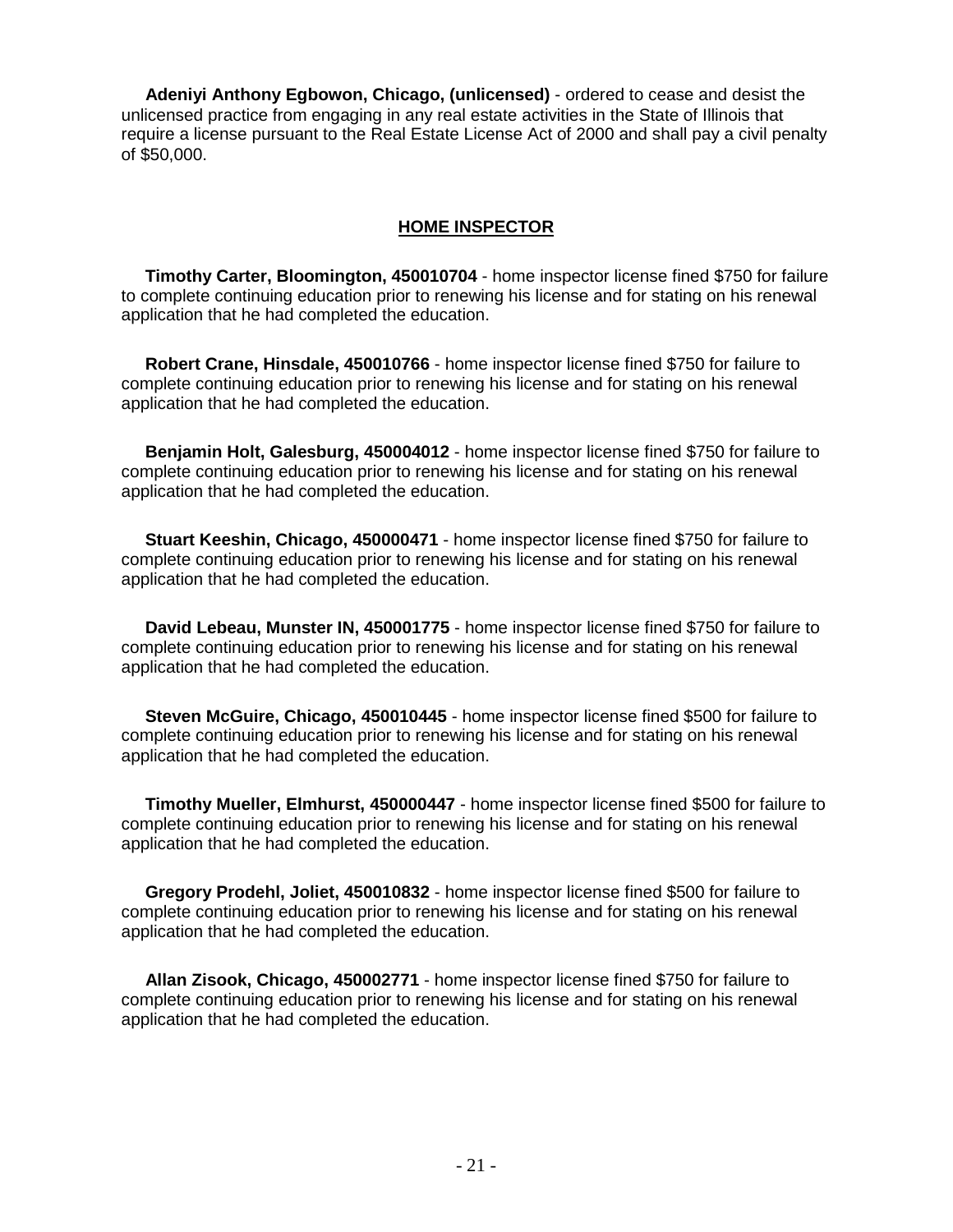**Adeniyi Anthony Egbowon, Chicago, (unlicensed)** - ordered to cease and desist the unlicensed practice from engaging in any real estate activities in the State of Illinois that require a license pursuant to the Real Estate License Act of 2000 and shall pay a civil penalty of $50,000.

## HOME INSPECTOR

**Timothy Carter, Bloomington, 450010704** - home inspector license fined $750 for failure to complete continuing education prior to renewing his license and for stating on his renewal application that he had completed the education.

**Robert Crane, Hinsdale, 450010766** - home inspector license fined $750 for failure to complete continuing education prior to renewing his license and for stating on his renewal application that he had completed the education.

**Benjamin Holt, Galesburg, 450004012** - home inspector license fined $750 for failure to complete continuing education prior to renewing his license and for stating on his renewal application that he had completed the education.

**Stuart Keeshin, Chicago, 450000471** - home inspector license fined $750 for failure to complete continuing education prior to renewing his license and for stating on his renewal application that he had completed the education.

**David Lebeau, Munster IN, 450001775** - home inspector license fined $750 for failure to complete continuing education prior to renewing his license and for stating on his renewal application that he had completed the education.

**Steven McGuire, Chicago, 450010445** - home inspector license fined $500 for failure to complete continuing education prior to renewing his license and for stating on his renewal application that he had completed the education.

**Timothy Mueller, Elmhurst, 450000447** - home inspector license fined $500 for failure to complete continuing education prior to renewing his license and for stating on his renewal application that he had completed the education.

**Gregory Prodehl, Joliet, 450010832** - home inspector license fined $500 for failure to complete continuing education prior to renewing his license and for stating on his renewal application that he had completed the education.

**Allan Zisook, Chicago, 450002771** - home inspector license fined $750 for failure to complete continuing education prior to renewing his license and for stating on his renewal application that he had completed the education.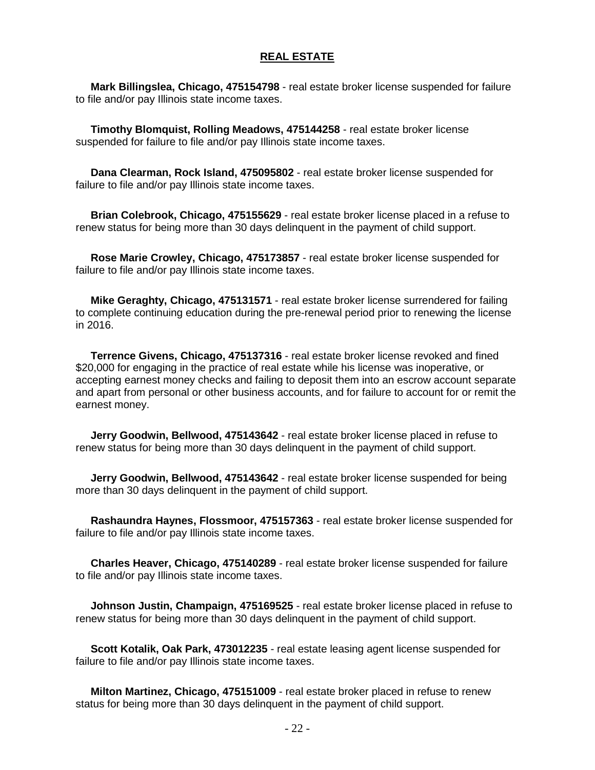## REAL ESTATE

**Mark Billingslea, Chicago, 475154798** - real estate broker license suspended for failure to file and/or pay Illinois state income taxes.

**Timothy Blomquist, Rolling Meadows, 475144258** - real estate broker license suspended for failure to file and/or pay Illinois state income taxes.

**Dana Clearman, Rock Island, 475095802** - real estate broker license suspended for failure to file and/or pay Illinois state income taxes.

**Brian Colebrook, Chicago, 475155629** - real estate broker license placed in a refuse to renew status for being more than 30 days delinquent in the payment of child support.

**Rose Marie Crowley, Chicago, 475173857** - real estate broker license suspended for failure to file and/or pay Illinois state income taxes.

**Mike Geraghty, Chicago, 475131571** - real estate broker license surrendered for failing to complete continuing education during the pre-renewal period prior to renewing the license in 2016.

**Terrence Givens, Chicago, 475137316** - real estate broker license revoked and fined $20,000 for engaging in the practice of real estate while his license was inoperative, or accepting earnest money checks and failing to deposit them into an escrow account separate and apart from personal or other business accounts, and for failure to account for or remit the earnest money.

**Jerry Goodwin, Bellwood, 475143642** - real estate broker license placed in refuse to renew status for being more than 30 days delinquent in the payment of child support.

**Jerry Goodwin, Bellwood, 475143642** - real estate broker license suspended for being more than 30 days delinquent in the payment of child support.

**Rashaundra Haynes, Flossmoor, 475157363** - real estate broker license suspended for failure to file and/or pay Illinois state income taxes.

**Charles Heaver, Chicago, 475140289** - real estate broker license suspended for failure to file and/or pay Illinois state income taxes.

**Johnson Justin, Champaign, 475169525** - real estate broker license placed in refuse to renew status for being more than 30 days delinquent in the payment of child support.

**Scott Kotalik, Oak Park, 473012235** - real estate leasing agent license suspended for failure to file and/or pay Illinois state income taxes.

**Milton Martinez, Chicago, 475151009** - real estate broker placed in refuse to renew status for being more than 30 days delinquent in the payment of child support.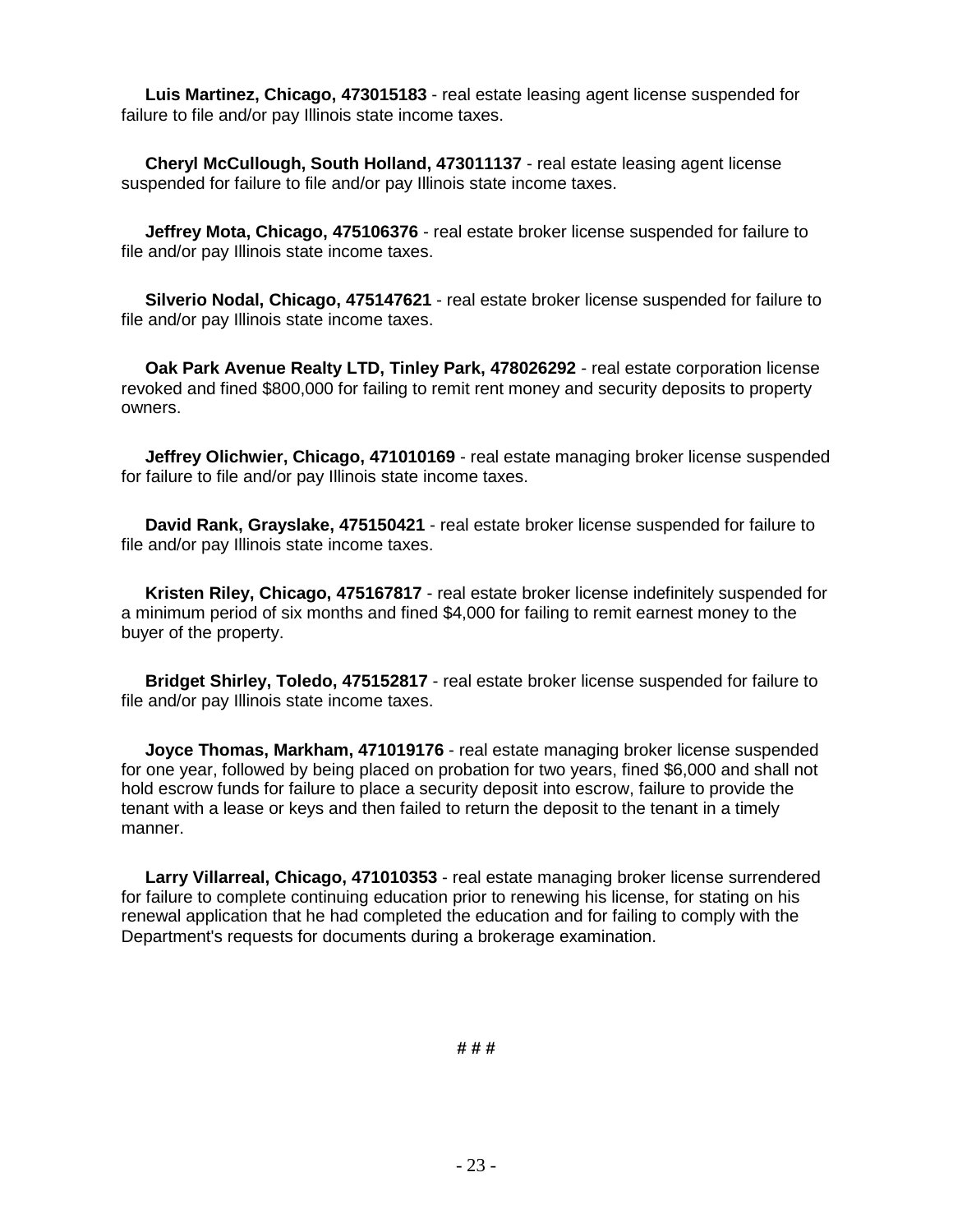**Luis Martinez, Chicago, 473015183** - real estate leasing agent license suspended for failure to file and/or pay Illinois state income taxes.

**Cheryl McCullough, South Holland, 473011137** - real estate leasing agent license suspended for failure to file and/or pay Illinois state income taxes.

**Jeffrey Mota, Chicago, 475106376** - real estate broker license suspended for failure to file and/or pay Illinois state income taxes.

**Silverio Nodal, Chicago, 475147621** - real estate broker license suspended for failure to file and/or pay Illinois state income taxes.

**Oak Park Avenue Realty LTD, Tinley Park, 478026292** - real estate corporation license revoked and fined $800,000 for failing to remit rent money and security deposits to property owners.

**Jeffrey Olichwier, Chicago, 471010169** - real estate managing broker license suspended for failure to file and/or pay Illinois state income taxes.

**David Rank, Grayslake, 475150421** - real estate broker license suspended for failure to file and/or pay Illinois state income taxes.

**Kristen Riley, Chicago, 475167817** - real estate broker license indefinitely suspended for a minimum period of six months and fined $4,000 for failing to remit earnest money to the buyer of the property.

**Bridget Shirley, Toledo, 475152817** - real estate broker license suspended for failure to file and/or pay Illinois state income taxes.

**Joyce Thomas, Markham, 471019176** - real estate managing broker license suspended for one year, followed by being placed on probation for two years, fined $6,000 and shall not hold escrow funds for failure to place a security deposit into escrow, failure to provide the tenant with a lease or keys and then failed to return the deposit to the tenant in a timely manner.

**Larry Villarreal, Chicago, 471010353** - real estate managing broker license surrendered for failure to complete continuing education prior to renewing his license, for stating on his renewal application that he had completed the education and for failing to comply with the Department's requests for documents during a brokerage examination.

# # #